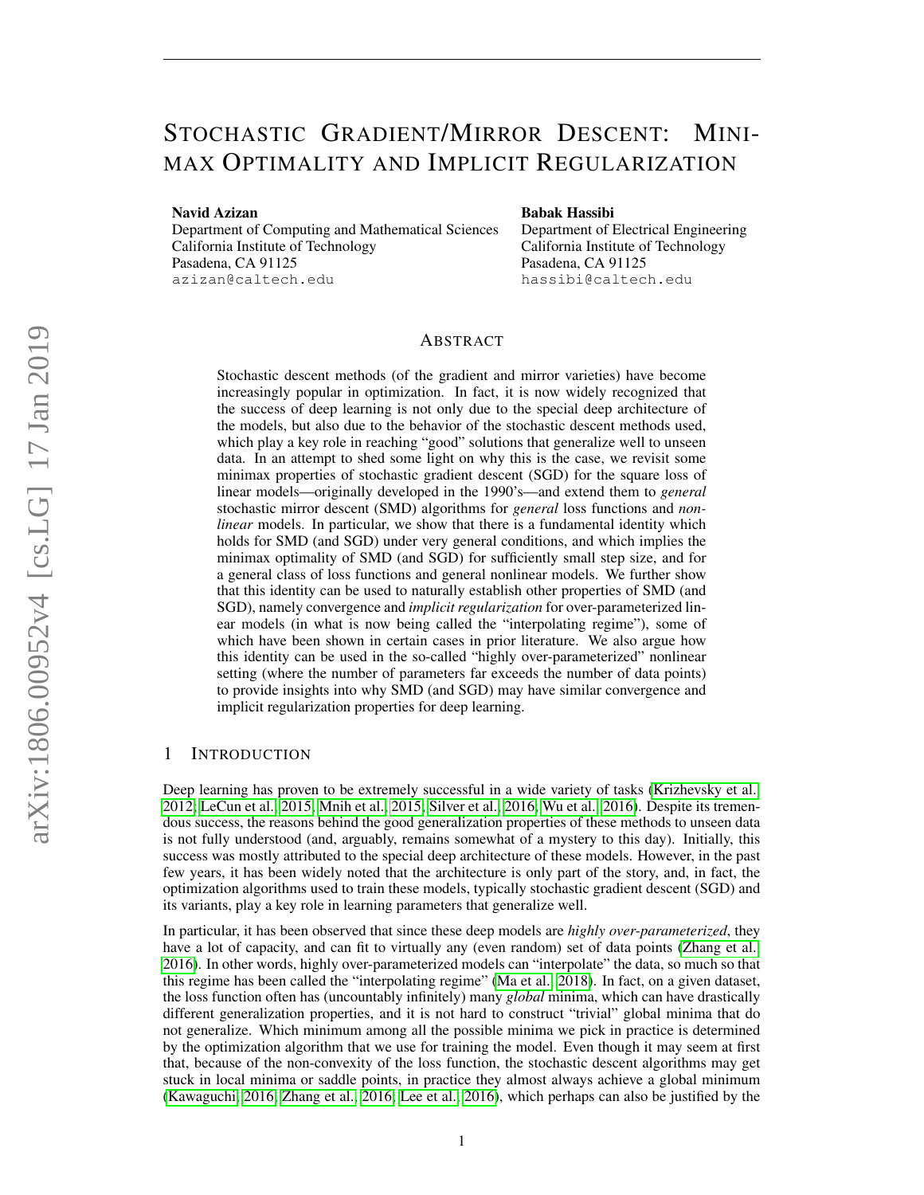# Stochastic Gradient/Mirror Descent: Minimax Optimality and Implicit Regularization

**Navid Azizan**
Department of Computing and Mathematical Sciences
California Institute of Technology
Pasadena, CA 91125
azizan@caltech.edu

**Babak Hassibi**
Department of Electrical Engineering
California Institute of Technology
Pasadena, CA 91125
hassibi@caltech.edu

## Abstract

Stochastic descent methods (of the gradient and mirror varieties) have become increasingly popular in optimization. In fact, it is now widely recognized that the success of deep learning is not only due to the special deep architecture of the models, but also due to the behavior of the stochastic descent methods used, which play a key role in reaching "good" solutions that generalize well to unseen data. In an attempt to shed some light on why this is the case, we revisit some minimax properties of stochastic gradient descent (SGD) for the square loss of linear models—originally developed in the 1990's—and extend them to *general* stochastic mirror descent (SMD) algorithms for *general* loss functions and *nonlinear* models. In particular, we show that there is a fundamental identity which holds for SMD (and SGD) under very general conditions, and which implies the minimax optimality of SMD (and SGD) for sufficiently small step size, and for a general class of loss functions and general nonlinear models. We further show that this identity can be used to naturally establish other properties of SMD (and SGD), namely convergence and *implicit regularization* for over-parameterized linear models (in what is now being called the "interpolating regime"), some of which have been shown in certain cases in prior literature. We also argue how this identity can be used in the so-called "highly over-parameterized" nonlinear setting (where the number of parameters far exceeds the number of data points) to provide insights into why SMD (and SGD) may have similar convergence and implicit regularization properties for deep learning.

## 1 Introduction

Deep learning has proven to be extremely successful in a wide variety of tasks (Krizhevsky et al., 2012; LeCun et al., 2015; Mnih et al., 2015; Silver et al., 2016; Wu et al., 2016). Despite its tremendous success, the reasons behind the good generalization properties of these methods to unseen data is not fully understood (and, arguably, remains somewhat of a mystery to this day). Initially, this success was mostly attributed to the special deep architecture of these models. However, in the past few years, it has been widely noted that the architecture is only part of the story, and, in fact, the optimization algorithms used to train these models, typically stochastic gradient descent (SGD) and its variants, play a key role in learning parameters that generalize well.

In particular, it has been observed that since these deep models are *highly over-parameterized*, they have a lot of capacity, and can fit to virtually any (even random) set of data points (Zhang et al., 2016). In other words, highly over-parameterized models can "interpolate" the data, so much so that this regime has been called the "interpolating regime" (Ma et al., 2018). In fact, on a given dataset, the loss function often has (uncountably infinitely) many *global* minima, which can have drastically different generalization properties, and it is not hard to construct "trivial" global minima that do not generalize. Which minimum among all the possible minima we pick in practice is determined by the optimization algorithm that we use for training the model. Even though it may seem at first that, because of the non-convexity of the loss function, the stochastic descent algorithms may get stuck in local minima or saddle points, in practice they almost always achieve a global minimum (Kawaguchi, 2016; Zhang et al., 2016; Lee et al., 2016), which perhaps can also be justified by the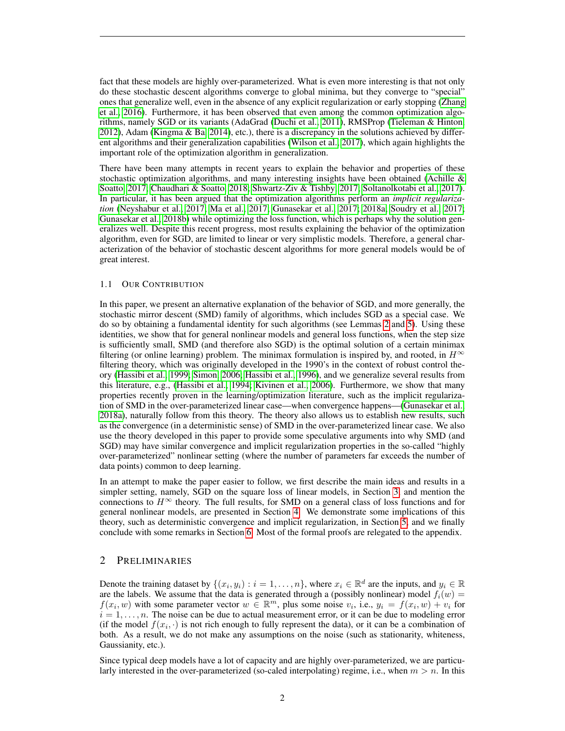fact that these models are highly over-parameterized. What is even more interesting is that not only do these stochastic descent algorithms converge to global minima, but they converge to "special" ones that generalize well, even in the absence of any explicit regularization or early stopping (Zhang et al., 2016). Furthermore, it has been observed that even among the common optimization algorithms, namely SGD or its variants (AdaGrad (Duchi et al., 2011), RMSProp (Tieleman & Hinton, 2012), Adam (Kingma & Ba, 2014), etc.), there is a discrepancy in the solutions achieved by different algorithms and their generalization capabilities (Wilson et al., 2017), which again highlights the important role of the optimization algorithm in generalization.

There have been many attempts in recent years to explain the behavior and properties of these stochastic optimization algorithms, and many interesting insights have been obtained (Achille & Soatto, 2017; Chaudhari & Soatto, 2018; Shwartz-Ziv & Tishby, 2017; Soltanolkotabi et al., 2017). In particular, it has been argued that the optimization algorithms perform an *implicit regularization* (Neyshabur et al., 2017; Ma et al., 2017; Gunasekar et al., 2017; 2018a; Soudry et al., 2017; Gunasekar et al., 2018b) while optimizing the loss function, which is perhaps why the solution generalizes well. Despite this recent progress, most results explaining the behavior of the optimization algorithm, even for SGD, are limited to linear or very simplistic models. Therefore, a general characterization of the behavior of stochastic descent algorithms for more general models would be of great interest.

### 1.1 Our Contribution

In this paper, we present an alternative explanation of the behavior of SGD, and more generally, the stochastic mirror descent (SMD) family of algorithms, which includes SGD as a special case. We do so by obtaining a fundamental identity for such algorithms (see Lemmas 2 and 5). Using these identities, we show that for general nonlinear models and general loss functions, when the step size is sufficiently small, SMD (and therefore also SGD) is the optimal solution of a certain minimax filtering (or online learning) problem. The minimax formulation is inspired by, and rooted in, $H^\infty$ filtering theory, which was originally developed in the 1990's in the context of robust control theory (Hassibi et al., 1999; Simon, 2006; Hassibi et al., 1996), and we generalize several results from this literature, e.g., (Hassibi et al., 1994; Kivinen et al., 2006). Furthermore, we show that many properties recently proven in the learning/optimization literature, such as the implicit regularization of SMD in the over-parameterized linear case—when convergence happens—(Gunasekar et al., 2018a), naturally follow from this theory. The theory also allows us to establish new results, such as the convergence (in a deterministic sense) of SMD in the over-parameterized linear case. We also use the theory developed in this paper to provide some speculative arguments into why SMD (and SGD) may have similar convergence and implicit regularization properties in the so-called "highly over-parameterized" nonlinear setting (where the number of parameters far exceeds the number of data points) common to deep learning.

In an attempt to make the paper easier to follow, we first describe the main ideas and results in a simpler setting, namely, SGD on the square loss of linear models, in Section 3, and mention the connections to $H^\infty$ theory. The full results, for SMD on a general class of loss functions and for general nonlinear models, are presented in Section 4. We demonstrate some implications of this theory, such as deterministic convergence and implicit regularization, in Section 5, and we finally conclude with some remarks in Section 6. Most of the formal proofs are relegated to the appendix.

## 2 Preliminaries

Denote the training dataset by $\{(x_i, y_i) : i = 1, \dots, n\}$, where $x_i \in \mathbb{R}^d$ are the inputs, and $y_i \in \mathbb{R}$ are the labels. We assume that the data is generated through a (possibly nonlinear) model $f_i(w) = f(x_i, w)$ with some parameter vector $w \in \mathbb{R}^m$, plus some noise $v_i$, i.e., $y_i = f(x_i, w) + v_i$ for $i = 1, \dots, n$. The noise can be due to actual measurement error, or it can be due to modeling error (if the model $f(x_i, \cdot)$ is not rich enough to fully represent the data), or it can be a combination of both. As a result, we do not make any assumptions on the noise (such as stationarity, whiteness, Gaussianity, etc.).

Since typical deep models have a lot of capacity and are highly over-parameterized, we are particularly interested in the over-parameterized (so-caled interpolating) regime, i.e., when $m > n$. In this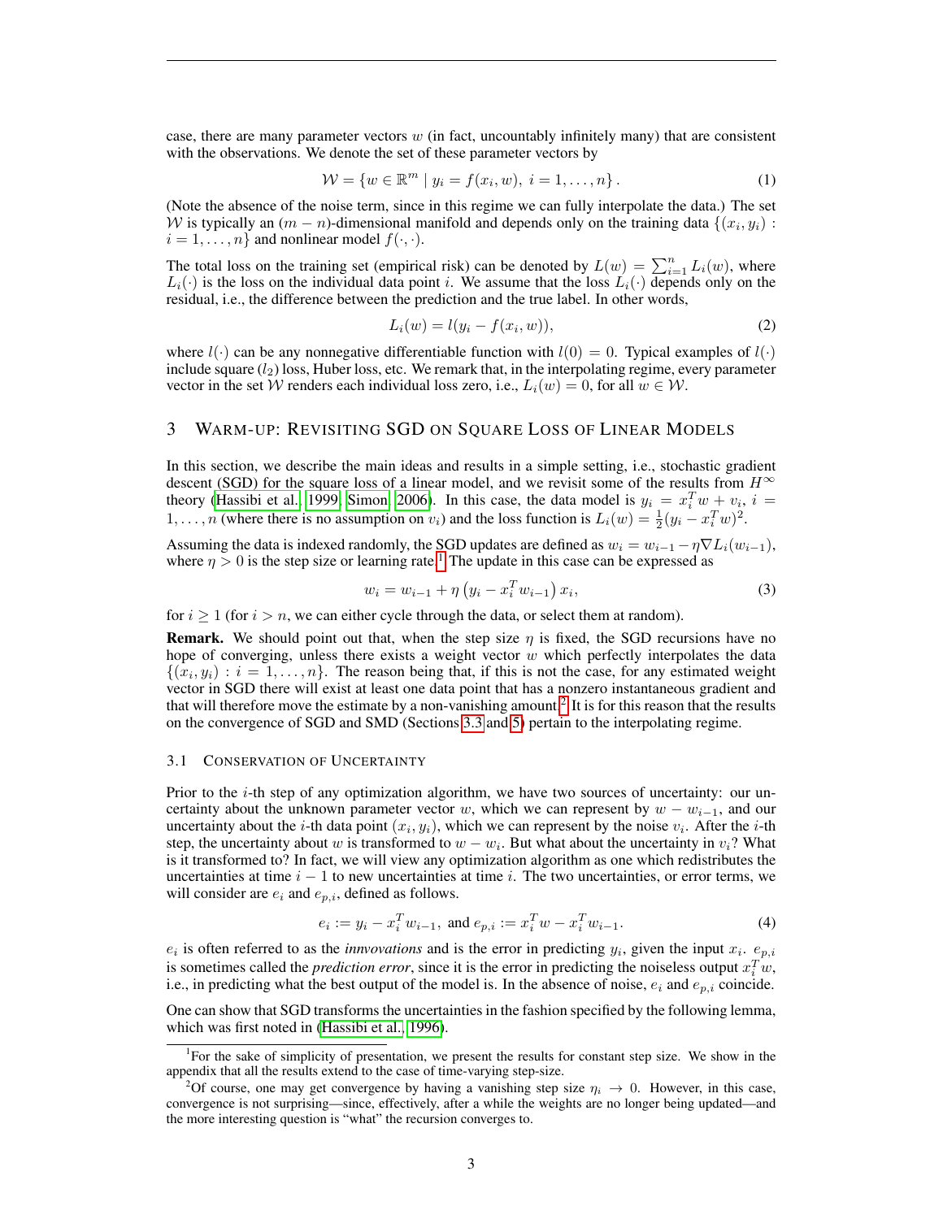case, there are many parameter vectors $w$ (in fact, uncountably infinitely many) that are consistent with the observations. We denote the set of these parameter vectors by

$$\mathcal{W} = \{w \in \mathbb{R}^m \mid y_i = f(x_i, w),\ i = 1, \ldots, n\}. \tag{1}$$

(Note the absence of the noise term, since in this regime we can fully interpolate the data.) The set $\mathcal{W}$ is typically an $(m-n)$-dimensional manifold and depends only on the training data $\{(x_i, y_i) : i = 1, \ldots, n\}$ and nonlinear model $f(\cdot, \cdot)$.

The total loss on the training set (empirical risk) can be denoted by $L(w) = \sum_{i=1}^n L_i(w)$, where $L_i(\cdot)$ is the loss on the individual data point $i$. We assume that the loss $L_i(\cdot)$ depends only on the residual, i.e., the difference between the prediction and the true label. In other words,

$$L_i(w) = l(y_i - f(x_i, w)), \tag{2}$$

where $l(\cdot)$ can be any nonnegative differentiable function with $l(0) = 0$. Typical examples of $l(\cdot)$ include square ($l_2$) loss, Huber loss, etc. We remark that, in the interpolating regime, every parameter vector in the set $\mathcal{W}$ renders each individual loss zero, i.e., $L_i(w) = 0$, for all $w \in \mathcal{W}$.

## 3 Warm-up: Revisiting SGD on Square Loss of Linear Models

In this section, we describe the main ideas and results in a simple setting, i.e., stochastic gradient descent (SGD) for the square loss of a linear model, and we revisit some of the results from $H^\infty$ theory (Hassibi et al., 1999; Simon, 2006). In this case, the data model is $y_i = x_i^T w + v_i$, $i = 1, \ldots, n$ (where there is no assumption on $v_i$) and the loss function is $L_i(w) = \frac{1}{2}(y_i - x_i^T w)^2$.

Assuming the data is indexed randomly, the SGD updates are defined as $w_i = w_{i-1} - \eta \nabla L_i(w_{i-1})$, where $\eta > 0$ is the step size or learning rate.[1] The update in this case can be expressed as

$$w_i = w_{i-1} + \eta \left(y_i - x_i^T w_{i-1}\right) x_i, \tag{3}$$

for $i \geq 1$ (for $i > n$, we can either cycle through the data, or select them at random).

**Remark.** We should point out that, when the step size $\eta$ is fixed, the SGD recursions have no hope of converging, unless there exists a weight vector $w$ which perfectly interpolates the data $\{(x_i, y_i) : i = 1, \ldots, n\}$. The reason being that, if this is not the case, for any estimated weight vector in SGD there will exist at least one data point that has a nonzero instantaneous gradient and that will therefore move the estimate by a non-vanishing amount.[2] It is for this reason that the results on the convergence of SGD and SMD (Sections 3.3 and 5) pertain to the interpolating regime.

### 3.1 Conservation of Uncertainty

Prior to the $i$-th step of any optimization algorithm, we have two sources of uncertainty: our uncertainty about the unknown parameter vector $w$, which we can represent by $w - w_{i-1}$, and our uncertainty about the $i$-th data point $(x_i, y_i)$, which we can represent by the noise $v_i$. After the $i$-th step, the uncertainty about $w$ is transformed to $w - w_i$. But what about the uncertainty in $v_i$? What is it transformed to? In fact, we will view any optimization algorithm as one which redistributes the uncertainties at time $i-1$ to new uncertainties at time $i$. The two uncertainties, or error terms, we will consider are $e_i$ and $e_{p,i}$, defined as follows.

$$e_i := y_i - x_i^T w_{i-1}, \text{ and } e_{p,i} := x_i^T w - x_i^T w_{i-1}. \tag{4}$$

$e_i$ is often referred to as the *innvovations* and is the error in predicting $y_i$, given the input $x_i$. $e_{p,i}$ is sometimes called the *prediction error*, since it is the error in predicting the noiseless output $x_i^T w$, i.e., in predicting what the best output of the model is. In the absence of noise, $e_i$ and $e_{p,i}$ coincide.

One can show that SGD transforms the uncertainties in the fashion specified by the following lemma, which was first noted in (Hassibi et al., 1996).

[1] For the sake of simplicity of presentation, we present the results for constant step size. We show in the appendix that all the results extend to the case of time-varying step-size.

[2] Of course, one may get convergence by having a vanishing step size $\eta_i \to 0$. However, in this case, convergence is not surprising—since, effectively, after a while the weights are no longer being updated—and the more interesting question is "what" the recursion converges to.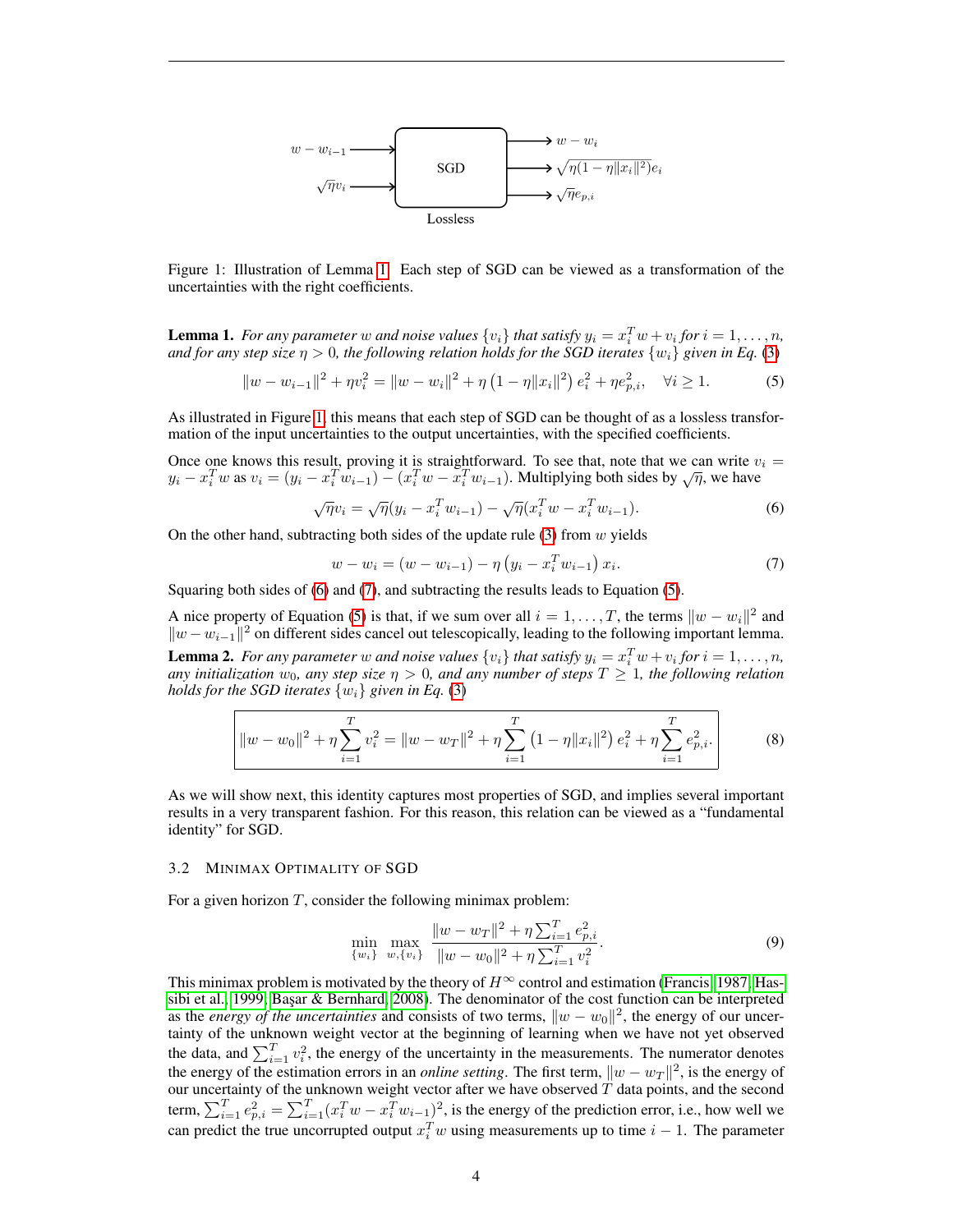Figure 1: Illustration of Lemma 1. Each step of SGD can be viewed as a transformation of the uncertainties with the right coefficients.

**Lemma 1.** *For any parameter $w$ and noise values $\{v_i\}$ that satisfy $y_i = x_i^T w + v_i$ for $i = 1, \ldots, n$, and for any step size $\eta > 0$, the following relation holds for the SGD iterates $\{w_i\}$ given in Eq. (3)*

$$\|w - w_{i-1}\|^2 + \eta v_i^2 = \|w - w_i\|^2 + \eta \left(1 - \eta \|x_i\|^2\right) e_i^2 + \eta e_{p,i}^2, \quad \forall i \geq 1. \tag{5}$$

As illustrated in Figure 1, this means that each step of SGD can be thought of as a lossless transformation of the input uncertainties to the output uncertainties, with the specified coefficients.

Once one knows this result, proving it is straightforward. To see that, note that we can write $v_i = y_i - x_i^T w$ as $v_i = (y_i - x_i^T w_{i-1}) - (x_i^T w - x_i^T w_{i-1})$. Multiplying both sides by $\sqrt{\eta}$, we have

$$\sqrt{\eta} v_i = \sqrt{\eta}(y_i - x_i^T w_{i-1}) - \sqrt{\eta}(x_i^T w - x_i^T w_{i-1}). \tag{6}$$

On the other hand, subtracting both sides of the update rule (3) from $w$ yields

$$w - w_i = (w - w_{i-1}) - \eta \left(y_i - x_i^T w_{i-1}\right) x_i. \tag{7}$$

Squaring both sides of (6) and (7), and subtracting the results leads to Equation (5).

A nice property of Equation (5) is that, if we sum over all $i = 1, \ldots, T$, the terms $\|w - w_i\|^2$ and $\|w - w_{i-1}\|^2$ on different sides cancel out telescopically, leading to the following important lemma.

**Lemma 2.** *For any parameter $w$ and noise values $\{v_i\}$ that satisfy $y_i = x_i^T w + v_i$ for $i = 1, \ldots, n$, any initialization $w_0$, any step size $\eta > 0$, and any number of steps $T \geq 1$, the following relation holds for the SGD iterates $\{w_i\}$ given in Eq. (3)*

$$\boxed{\|w - w_0\|^2 + \eta \sum_{i=1}^{T} v_i^2 = \|w - w_T\|^2 + \eta \sum_{i=1}^{T} \left(1 - \eta \|x_i\|^2\right) e_i^2 + \eta \sum_{i=1}^{T} e_{p,i}^2.} \tag{8}$$

As we will show next, this identity captures most properties of SGD, and implies several important results in a very transparent fashion. For this reason, this relation can be viewed as a "fundamental identity" for SGD.

### 3.2 Minimax Optimality of SGD

For a given horizon $T$, consider the following minimax problem:

$$\min_{\{w_i\}} \max_{w, \{v_i\}} \frac{\|w - w_T\|^2 + \eta \sum_{i=1}^{T} e_{p,i}^2}{\|w - w_0\|^2 + \eta \sum_{i=1}^{T} v_i^2}. \tag{9}$$

This minimax problem is motivated by the theory of $H^\infty$ control and estimation (Francis, 1987; Hassibi et al., 1999; Başar & Bernhard, 2008). The denominator of the cost function can be interpreted as the *energy of the uncertainties* and consists of two terms, $\|w - w_0\|^2$, the energy of our uncertainty of the unknown weight vector at the beginning of learning when we have not yet observed the data, and $\sum_{i=1}^{T} v_i^2$, the energy of the uncertainty in the measurements. The numerator denotes the energy of the estimation errors in an *online setting*. The first term, $\|w - w_T\|^2$, is the energy of our uncertainty of the unknown weight vector after we have observed $T$ data points, and the second term, $\sum_{i=1}^{T} e_{p,i}^2 = \sum_{i=1}^{T} (x_i^T w - x_i^T w_{i-1})^2$, is the energy of the prediction error, i.e., how well we can predict the true uncorrupted output $x_i^T w$ using measurements up to time $i - 1$. The parameter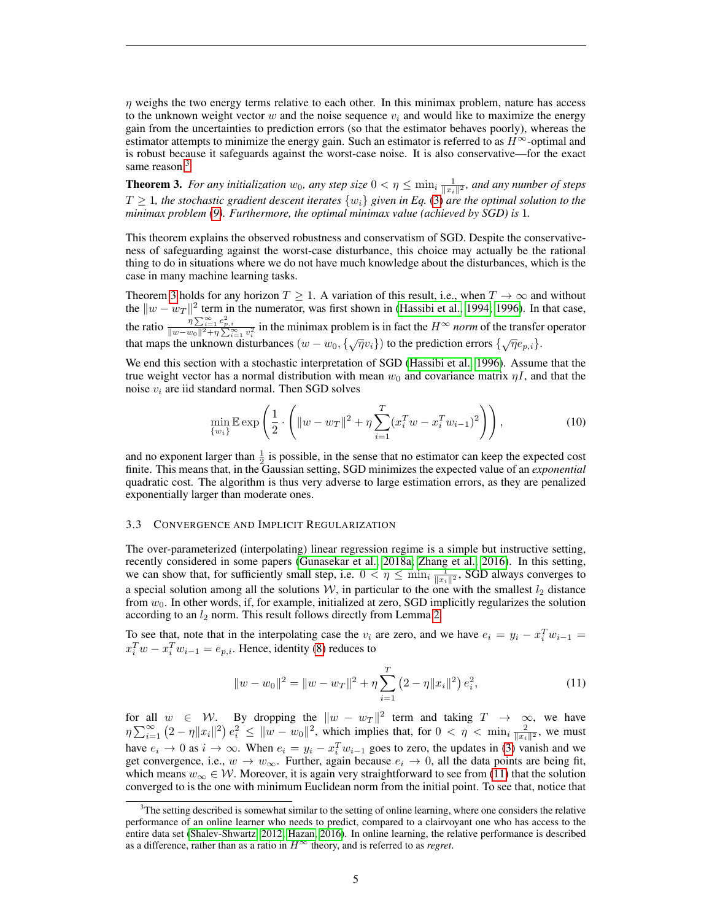$\eta$ weighs the two energy terms relative to each other. In this minimax problem, nature has access to the unknown weight vector $w$ and the noise sequence $v_i$ and would like to maximize the energy gain from the uncertainties to prediction errors (so that the estimator behaves poorly), whereas the estimator attempts to minimize the energy gain. Such an estimator is referred to as $H^\infty$-optimal and is robust because it safeguards against the worst-case noise. It is also conservative—for the exact same reason.[3]

**Theorem 3.** *For any initialization $w_0$, any step size $0 < \eta \leq \min_i \frac{1}{\|x_i\|^2}$, and any number of steps $T \geq 1$, the stochastic gradient descent iterates $\{w_i\}$ given in Eq. (3) are the optimal solution to the minimax problem (9). Furthermore, the optimal minimax value (achieved by SGD) is* $1$.

This theorem explains the observed robustness and conservatism of SGD. Despite the conservativeness of safeguarding against the worst-case disturbance, this choice may actually be the rational thing to do in situations where we do not have much knowledge about the disturbances, which is the case in many machine learning tasks.

Theorem 3 holds for any horizon $T \geq 1$. A variation of this result, i.e., when $T \to \infty$ and without the $\|w - w_T\|^2$ term in the numerator, was first shown in (Hassibi et al., 1994, 1996). In that case, the ratio $\frac{\eta \sum_{i=1}^{\infty} e_{p,i}^2}{\|w-w_0\|^2 + \eta \sum_{i=1}^{\infty} v_i^2}$ in the minimax problem is in fact the $H^\infty$ *norm* of the transfer operator that maps the unknown disturbances $(w - w_0, \{\sqrt{\eta} v_i\})$ to the prediction errors $\{\sqrt{\eta} e_{p,i}\}$.

We end this section with a stochastic interpretation of SGD (Hassibi et al., 1996). Assume that the true weight vector has a normal distribution with mean $w_0$ and covariance matrix $\eta I$, and that the noise $v_i$ are iid standard normal. Then SGD solves

$$\min_{\{w_i\}} \mathbb{E} \exp\left(\frac{1}{2} \cdot \left(\|w - w_T\|^2 + \eta \sum_{i=1}^{T} (x_i^T w - x_i^T w_{i-1})^2\right)\right), \tag{10}$$

and no exponent larger than $\frac{1}{2}$ is possible, in the sense that no estimator can keep the expected cost finite. This means that, in the Gaussian setting, SGD minimizes the expected value of an *exponential* quadratic cost. The algorithm is thus very adverse to large estimation errors, as they are penalized exponentially larger than moderate ones.

### 3.3 Convergence and Implicit Regularization

The over-parameterized (interpolating) linear regression regime is a simple but instructive setting, recently considered in some papers (Gunasekar et al., 2018a; Zhang et al., 2016). In this setting, we can show that, for sufficiently small step, i.e. $0 < \eta \leq \min_i \frac{1}{\|x_i\|^2}$, SGD always converges to a special solution among all the solutions $\mathcal{W}$, in particular to the one with the smallest $l_2$ distance from $w_0$. In other words, if, for example, initialized at zero, SGD implicitly regularizes the solution according to an $l_2$ norm. This result follows directly from Lemma 2.

To see that, note that in the interpolating case the $v_i$ are zero, and we have $e_i = y_i - x_i^T w_{i-1} = x_i^T w - x_i^T w_{i-1} = e_{p,i}$. Hence, identity (8) reduces to

$$\|w - w_0\|^2 = \|w - w_T\|^2 + \eta \sum_{i=1}^{T} \left(2 - \eta \|x_i\|^2\right) e_i^2, \tag{11}$$

for all $w \in \mathcal{W}$. By dropping the $\|w - w_T\|^2$ term and taking $T \to \infty$, we have $\eta \sum_{i=1}^{\infty} \left(2 - \eta \|x_i\|^2\right) e_i^2 \leq \|w - w_0\|^2$, which implies that, for $0 < \eta < \min_i \frac{2}{\|x_i\|^2}$, we must have $e_i \to 0$ as $i \to \infty$. When $e_i = y_i - x_i^T w_{i-1}$ goes to zero, the updates in (3) vanish and we get convergence, i.e., $w \to w_\infty$. Further, again because $e_i \to 0$, all the data points are being fit, which means $w_\infty \in \mathcal{W}$. Moreover, it is again very straightforward to see from (11) that the solution converged to is the one with minimum Euclidean norm from the initial point. To see that, notice that

[3] The setting described is somewhat similar to the setting of online learning, where one considers the relative performance of an online learner who needs to predict, compared to a clairvoyant one who has access to the entire data set (Shalev-Shwartz, 2012; Hazan, 2016). In online learning, the relative performance is described as a difference, rather than as a ratio in $H^\infty$ theory, and is referred to as *regret*.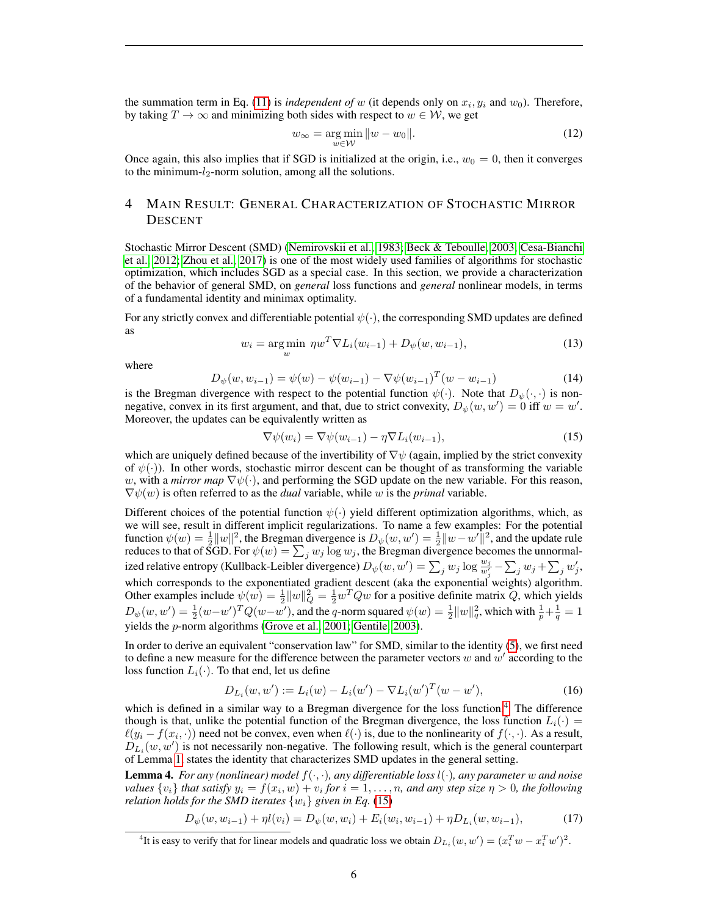the summation term in Eq. (11) is *independent of* $w$ (it depends only on $x_i, y_i$ and $w_0$). Therefore, by taking $T \to \infty$ and minimizing both sides with respect to $w \in \mathcal{W}$, we get

$$w_\infty = \arg\min_{w \in \mathcal{W}} \|w - w_0\|. \tag{12}$$

Once again, this also implies that if SGD is initialized at the origin, i.e., $w_0 = 0$, then it converges to the minimum-$l_2$-norm solution, among all the solutions.

## 4 Main Result: General Characterization of Stochastic Mirror Descent

Stochastic Mirror Descent (SMD) (Nemirovskii et al., 1983; Beck & Teboulle, 2003; Cesa-Bianchi et al., 2012; Zhou et al., 2017) is one of the most widely used families of algorithms for stochastic optimization, which includes SGD as a special case. In this section, we provide a characterization of the behavior of general SMD, on *general* loss functions and *general* nonlinear models, in terms of a fundamental identity and minimax optimality.

For any strictly convex and differentiable potential $\psi(\cdot)$, the corresponding SMD updates are defined as

$$w_i = \arg\min_{w} \ \eta w^T \nabla L_i(w_{i-1}) + D_\psi(w, w_{i-1}), \tag{13}$$

where

$$D_\psi(w, w_{i-1}) = \psi(w) - \psi(w_{i-1}) - \nabla\psi(w_{i-1})^T (w - w_{i-1}) \tag{14}$$

is the Bregman divergence with respect to the potential function $\psi(\cdot)$. Note that $D_\psi(\cdot,\cdot)$ is non-negative, convex in its first argument, and that, due to strict convexity, $D_\psi(w, w') = 0$ iff $w = w'$. Moreover, the updates can be equivalently written as

$$\nabla\psi(w_i) = \nabla\psi(w_{i-1}) - \eta \nabla L_i(w_{i-1}), \tag{15}$$

which are uniquely defined because of the invertibility of $\nabla\psi$ (again, implied by the strict convexity of $\psi(\cdot)$). In other words, stochastic mirror descent can be thought of as transforming the variable $w$, with a *mirror map* $\nabla\psi(\cdot)$, and performing the SGD update on the new variable. For this reason, $\nabla\psi(w)$ is often referred to as the *dual* variable, while $w$ is the *primal* variable.

Different choices of the potential function $\psi(\cdot)$ yield different optimization algorithms, which, as we will see, result in different implicit regularizations. To name a few examples: For the potential function $\psi(w) = \frac{1}{2}\|w\|^2$, the Bregman divergence is $D_\psi(w, w') = \frac{1}{2}\|w - w'\|^2$, and the update rule reduces to that of SGD. For $\psi(w) = \sum_j w_j \log w_j$, the Bregman divergence becomes the unnormalized relative entropy (Kullback-Leibler divergence) $D_\psi(w, w') = \sum_j w_j \log \frac{w_j}{w'_j} - \sum_j w_j + \sum_j w'_j$, which corresponds to the exponentiated gradient descent (aka the exponential weights) algorithm. Other examples include $\psi(w) = \frac{1}{2}\|w\|_Q^2 = \frac{1}{2} w^T Q w$ for a positive definite matrix $Q$, which yields $D_\psi(w, w') = \frac{1}{2}(w - w')^T Q (w - w')$, and the $q$-norm squared $\psi(w) = \frac{1}{2}\|w\|_q^2$, which with $\frac{1}{p} + \frac{1}{q} = 1$ yields the $p$-norm algorithms (Grove et al., 2001; Gentile, 2003).

In order to derive an equivalent "conservation law" for SMD, similar to the identity (5), we first need to define a new measure for the difference between the parameter vectors $w$ and $w'$ according to the loss function $L_i(\cdot)$. To that end, let us define

$$D_{L_i}(w, w') := L_i(w) - L_i(w') - \nabla L_i(w')^T (w - w'), \tag{16}$$

which is defined in a similar way to a Bregman divergence for the loss function.[4] The difference though is that, unlike the potential function of the Bregman divergence, the loss function $L_i(\cdot) = \ell(y_i - f(x_i, \cdot))$ need not be convex, even when $\ell(\cdot)$ is, due to the nonlinearity of $f(\cdot,\cdot)$. As a result, $D_{L_i}(w, w')$ is not necessarily non-negative. The following result, which is the general counterpart of Lemma 1, states the identity that characterizes SMD updates in the general setting.

**Lemma 4.** *For any (nonlinear) model $f(\cdot,\cdot)$, any differentiable loss $l(\cdot)$, any parameter $w$ and noise values $\{v_i\}$ that satisfy $y_i = f(x_i, w) + v_i$ for $i = 1, \ldots, n$, and any step size $\eta > 0$, the following relation holds for the SMD iterates $\{w_i\}$ given in Eq. (15)*

$$D_\psi(w, w_{i-1}) + \eta l(v_i) = D_\psi(w, w_i) + E_i(w_i, w_{i-1}) + \eta D_{L_i}(w, w_{i-1}), \tag{17}$$

[4] It is easy to verify that for linear models and quadratic loss we obtain $D_{L_i}(w, w') = (x_i^T w - x_i^T w')^2$.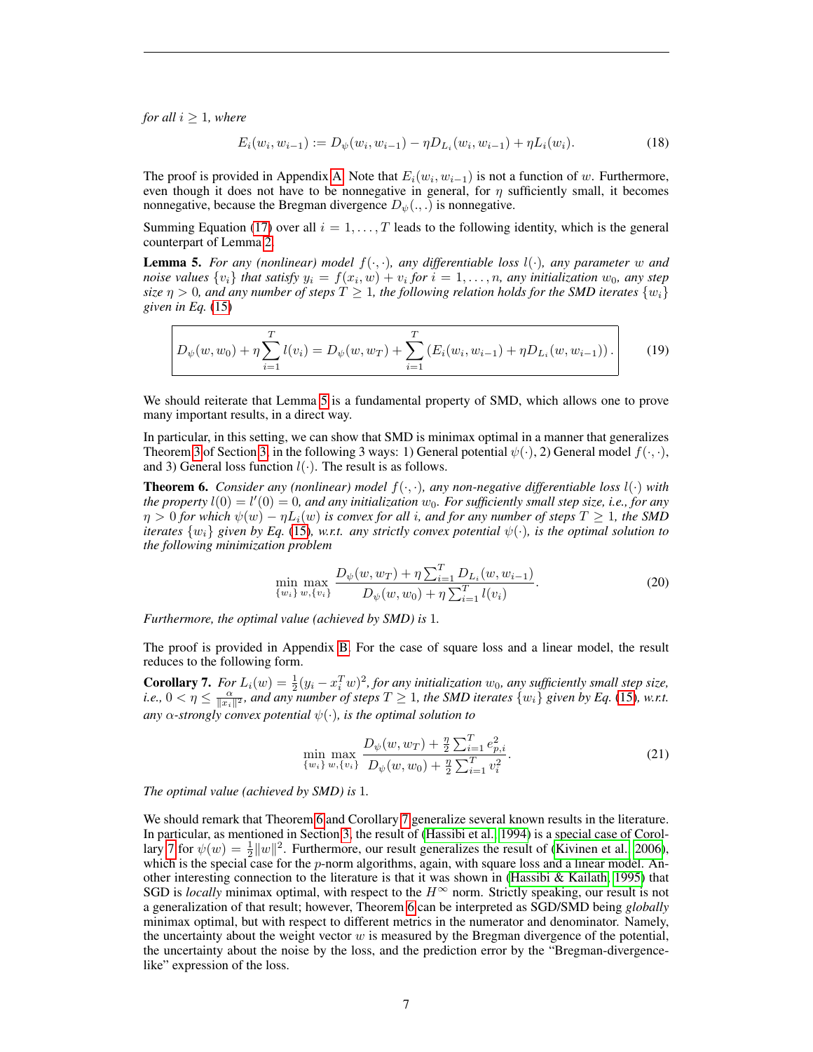*for all $i \geq 1$, where*

$$E_i(w_i, w_{i-1}) := D_\psi(w_i, w_{i-1}) - \eta D_{L_i}(w_i, w_{i-1}) + \eta L_i(w_i). \tag{18}$$

The proof is provided in Appendix A. Note that $E_i(w_i, w_{i-1})$ is not a function of $w$. Furthermore, even though it does not have to be nonnegative in general, for $\eta$ sufficiently small, it becomes nonnegative, because the Bregman divergence $D_\psi(.,.)$ is nonnegative.

Summing Equation (17) over all $i = 1, \ldots, T$ leads to the following identity, which is the general counterpart of Lemma 2.

**Lemma 5.** *For any (nonlinear) model $f(\cdot,\cdot)$, any differentiable loss $l(\cdot)$, any parameter $w$ and noise values $\{v_i\}$ that satisfy $y_i = f(x_i, w) + v_i$ for $i = 1, \ldots, n$, any initialization $w_0$, any step size $\eta > 0$, and any number of steps $T \geq 1$, the following relation holds for the SMD iterates $\{w_i\}$ given in Eq. (15)*

$$D_\psi(w, w_0) + \eta \sum_{i=1}^{T} l(v_i) = D_\psi(w, w_T) + \sum_{i=1}^{T} \left( E_i(w_i, w_{i-1}) + \eta D_{L_i}(w, w_{i-1}) \right). \tag{19}$$

We should reiterate that Lemma 5 is a fundamental property of SMD, which allows one to prove many important results, in a direct way.

In particular, in this setting, we can show that SMD is minimax optimal in a manner that generalizes Theorem 3 of Section 3, in the following 3 ways: 1) General potential $\psi(\cdot)$, 2) General model $f(\cdot,\cdot)$, and 3) General loss function $l(\cdot)$. The result is as follows.

**Theorem 6.** *Consider any (nonlinear) model $f(\cdot,\cdot)$, any non-negative differentiable loss $l(\cdot)$ with the property $l(0) = l'(0) = 0$, and any initialization $w_0$. For sufficiently small step size, i.e., for any $\eta > 0$ for which $\psi(w) - \eta L_i(w)$ is convex for all $i$, and for any number of steps $T \geq 1$, the SMD iterates $\{w_i\}$ given by Eq. (15), w.r.t. any strictly convex potential $\psi(\cdot)$, is the optimal solution to the following minimization problem*

$$\min_{\{w_i\}} \max_{w, \{v_i\}} \frac{D_\psi(w, w_T) + \eta \sum_{i=1}^{T} D_{L_i}(w, w_{i-1})}{D_\psi(w, w_0) + \eta \sum_{i=1}^{T} l(v_i)}. \tag{20}$$

*Furthermore, the optimal value (achieved by SMD) is* 1.

The proof is provided in Appendix B. For the case of square loss and a linear model, the result reduces to the following form.

**Corollary 7.** *For $L_i(w) = \frac{1}{2}(y_i - x_i^T w)^2$, for any initialization $w_0$, any sufficiently small step size, i.e., $0 < \eta \leq \frac{\alpha}{\|x_i\|^2}$, and any number of steps $T \geq 1$, the SMD iterates $\{w_i\}$ given by Eq. (15), w.r.t. any $\alpha$-strongly convex potential $\psi(\cdot)$, is the optimal solution to*

$$\min_{\{w_i\}} \max_{w, \{v_i\}} \frac{D_\psi(w, w_T) + \frac{\eta}{2} \sum_{i=1}^{T} e_{p,i}^2}{D_\psi(w, w_0) + \frac{\eta}{2} \sum_{i=1}^{T} v_i^2}. \tag{21}$$

*The optimal value (achieved by SMD) is* 1.

We should remark that Theorem 6 and Corollary 7 generalize several known results in the literature. In particular, as mentioned in Section 3, the result of (Hassibi et al., 1994) is a special case of Corollary 7 for $\psi(w) = \frac{1}{2}\|w\|^2$. Furthermore, our result generalizes the result of (Kivinen et al., 2006), which is the special case for the $p$-norm algorithms, again, with square loss and a linear model. Another interesting connection to the literature is that it was shown in (Hassibi & Kailath, 1995) that SGD is *locally* minimax optimal, with respect to the $H^\infty$ norm. Strictly speaking, our result is not a generalization of that result; however, Theorem 6 can be interpreted as SGD/SMD being *globally* minimax optimal, but with respect to different metrics in the numerator and denominator. Namely, the uncertainty about the weight vector $w$ is measured by the Bregman divergence of the potential, the uncertainty about the noise by the loss, and the prediction error by the "Bregman-divergence-like" expression of the loss.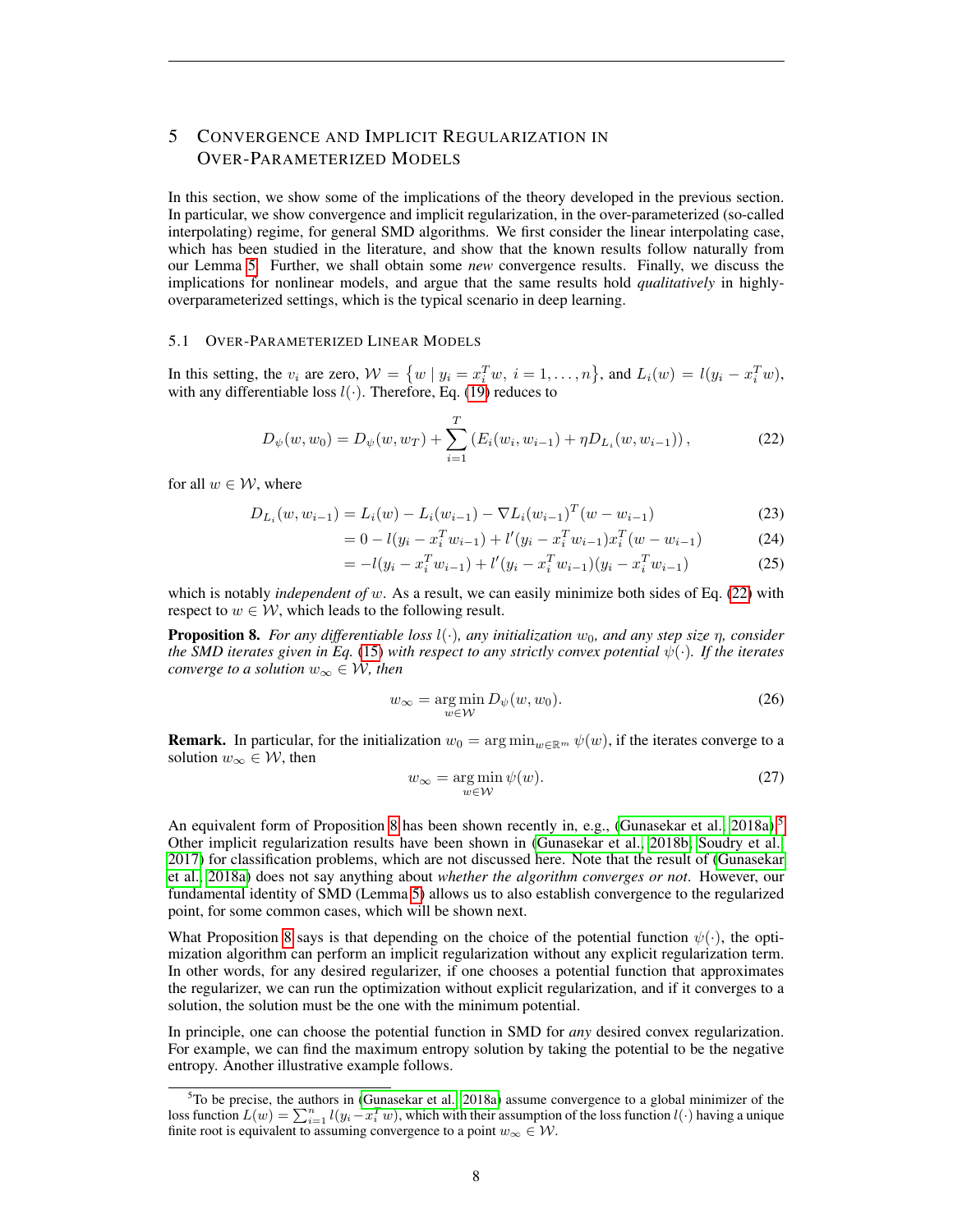## 5 Convergence and Implicit Regularization in Over-Parameterized Models

In this section, we show some of the implications of the theory developed in the previous section. In particular, we show convergence and implicit regularization, in the over-parameterized (so-called interpolating) regime, for general SMD algorithms. We first consider the linear interpolating case, which has been studied in the literature, and show that the known results follow naturally from our Lemma 5. Further, we shall obtain some *new* convergence results. Finally, we discuss the implications for nonlinear models, and argue that the same results hold *qualitatively* in highly-overparameterized settings, which is the typical scenario in deep learning.

### 5.1 Over-Parameterized Linear Models

In this setting, the $v_i$ are zero, $\mathcal{W} = \{w \mid y_i = x_i^T w,\ i = 1, \ldots, n\}$, and $L_i(w) = l(y_i - x_i^T w)$, with any differentiable loss $l(\cdot)$. Therefore, Eq. (19) reduces to

$$D_\psi(w, w_0) = D_\psi(w, w_T) + \sum_{i=1}^{T} \left( E_i(w_i, w_{i-1}) + \eta D_{L_i}(w, w_{i-1}) \right), \tag{22}$$

for all $w \in \mathcal{W}$, where

$$D_{L_i}(w, w_{i-1}) = L_i(w) - L_i(w_{i-1}) - \nabla L_i(w_{i-1})^T (w - w_{i-1}) \tag{23}$$

$$= 0 - l(y_i - x_i^T w_{i-1}) + l'(y_i - x_i^T w_{i-1}) x_i^T (w - w_{i-1}) \tag{24}$$

$$= -l(y_i - x_i^T w_{i-1}) + l'(y_i - x_i^T w_{i-1})(y_i - x_i^T w_{i-1}) \tag{25}$$

which is notably *independent of* $w$. As a result, we can easily minimize both sides of Eq. (22) with respect to $w \in \mathcal{W}$, which leads to the following result.

**Proposition 8.** *For any differentiable loss $l(\cdot)$, any initialization $w_0$, and any step size $\eta$, consider the SMD iterates given in Eq. (15) with respect to any strictly convex potential $\psi(\cdot)$. If the iterates converge to a solution $w_\infty \in \mathcal{W}$, then*

$$w_\infty = \arg\min_{w \in \mathcal{W}} D_\psi(w, w_0). \tag{26}$$

**Remark.** In particular, for the initialization $w_0 = \arg\min_{w \in \mathbb{R}^m} \psi(w)$, if the iterates converge to a solution $w_\infty \in \mathcal{W}$, then

$$w_\infty = \arg\min_{w \in \mathcal{W}} \psi(w). \tag{27}$$

An equivalent form of Proposition 8 has been shown recently in, e.g., (Gunasekar et al., 2018a).[5] Other implicit regularization results have been shown in (Gunasekar et al., 2018b; Soudry et al., 2017) for classification problems, which are not discussed here. Note that the result of (Gunasekar et al., 2018a) does not say anything about *whether the algorithm converges or not*. However, our fundamental identity of SMD (Lemma 5) allows us to also establish convergence to the regularized point, for some common cases, which will be shown next.

What Proposition 8 says is that depending on the choice of the potential function $\psi(\cdot)$, the optimization algorithm can perform an implicit regularization without any explicit regularization term. In other words, for any desired regularizer, if one chooses a potential function that approximates the regularizer, we can run the optimization without explicit regularization, and if it converges to a solution, the solution must be the one with the minimum potential.

In principle, one can choose the potential function in SMD for *any* desired convex regularization. For example, we can find the maximum entropy solution by taking the potential to be the negative entropy. Another illustrative example follows.

[5] To be precise, the authors in (Gunasekar et al., 2018a) assume convergence to a global minimizer of the loss function $L(w) = \sum_{i=1}^{n} l(y_i - x_i^T w)$, which with their assumption of the loss function $l(\cdot)$ having a unique finite root is equivalent to assuming convergence to a point $w_\infty \in \mathcal{W}$.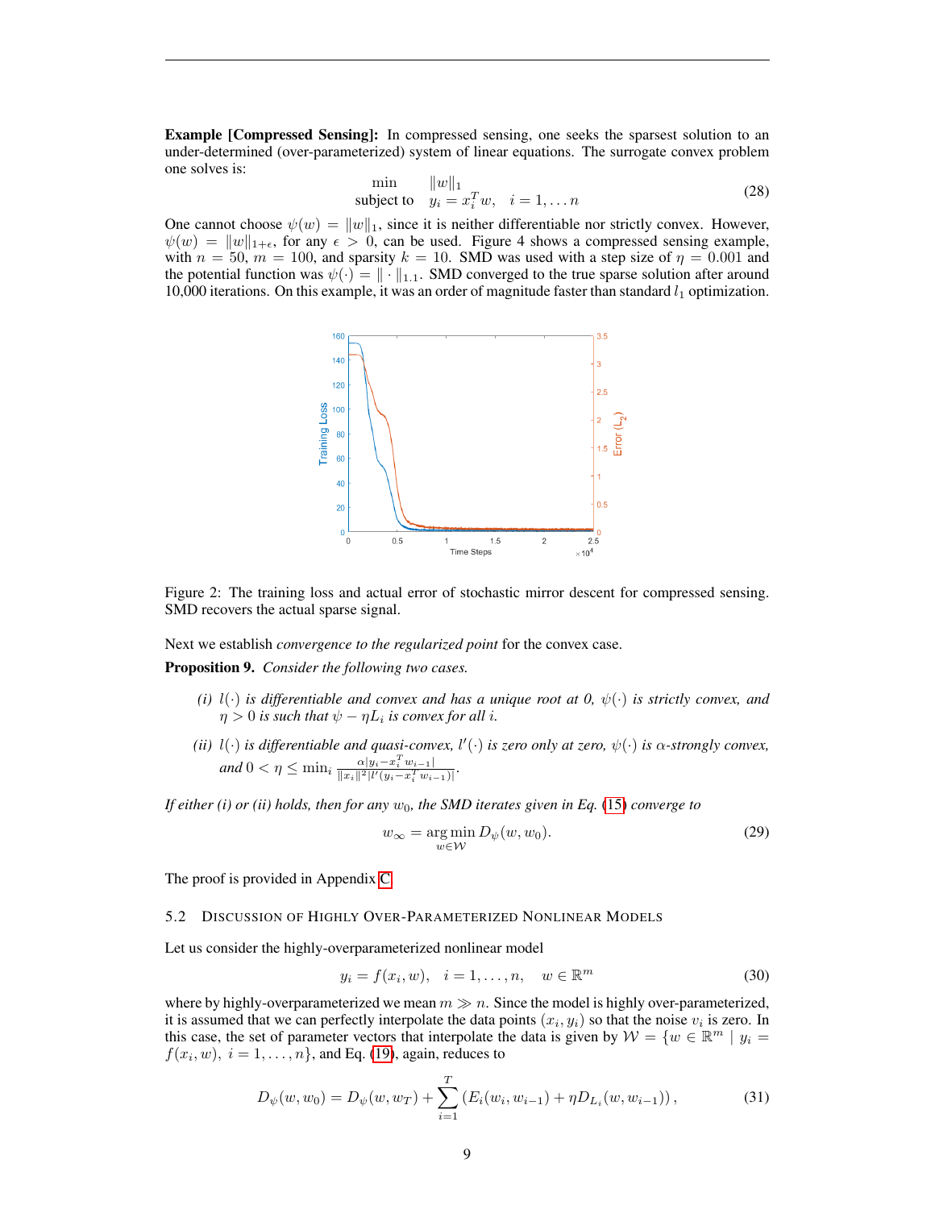**Example [Compressed Sensing]:** In compressed sensing, one seeks the sparsest solution to an under-determined (over-parameterized) system of linear equations. The surrogate convex problem one solves is:

$$\begin{array}{ll} \min & \|w\|_1 \\ \text{subject to} & y_i = x_i^T w, \quad i = 1, \dots n \end{array} \tag{28}$$

One cannot choose $\psi(w) = \|w\|_1$, since it is neither differentiable nor strictly convex. However, $\psi(w) = \|w\|_{1+\epsilon}$, for any $\epsilon > 0$, can be used. Figure 4 shows a compressed sensing example, with $n = 50$, $m = 100$, and sparsity $k = 10$. SMD was used with a step size of $\eta = 0.001$ and the potential function was $\psi(\cdot) = \|\cdot\|_{1.1}$. SMD converged to the true sparse solution after around 10,000 iterations. On this example, it was an order of magnitude faster than standard $l_1$ optimization.

Figure 2: The training loss and actual error of stochastic mirror descent for compressed sensing. SMD recovers the actual sparse signal.

Next we establish *convergence to the regularized point* for the convex case.

**Proposition 9.** *Consider the following two cases.*

*(i) $l(\cdot)$ is differentiable and convex and has a unique root at 0, $\psi(\cdot)$ is strictly convex, and $\eta > 0$ is such that $\psi - \eta L_i$ is convex for all $i$.*

*(ii) $l(\cdot)$ is differentiable and quasi-convex, $l'(\cdot)$ is zero only at zero, $\psi(\cdot)$ is $\alpha$-strongly convex, and $0 < \eta \leq \min_i \frac{\alpha |y_i - x_i^T w_{i-1}|}{\|x_i\|^2 |l'(y_i - x_i^T w_{i-1})|}$.*

*If either (i) or (ii) holds, then for any $w_0$, the SMD iterates given in Eq. (15) converge to*

$$w_\infty = \arg\min_{w \in \mathcal{W}} D_\psi(w, w_0). \tag{29}$$

The proof is provided in Appendix C.

## 5.2 Discussion of Highly Over-Parameterized Nonlinear Models

Let us consider the highly-overparameterized nonlinear model

$$y_i = f(x_i, w), \quad i = 1, \dots, n, \quad w \in \mathbb{R}^m \tag{30}$$

where by highly-overparameterized we mean $m \gg n$. Since the model is highly over-parameterized, it is assumed that we can perfectly interpolate the data points $(x_i, y_i)$ so that the noise $v_i$ is zero. In this case, the set of parameter vectors that interpolate the data is given by $\mathcal{W} = \{w \in \mathbb{R}^m \mid y_i = f(x_i, w), \ i = 1, \dots, n\}$, and Eq. (19), again, reduces to

$$D_\psi(w, w_0) = D_\psi(w, w_T) + \sum_{i=1}^{T} \left( E_i(w_i, w_{i-1}) + \eta D_{L_i}(w, w_{i-1}) \right), \tag{31}$$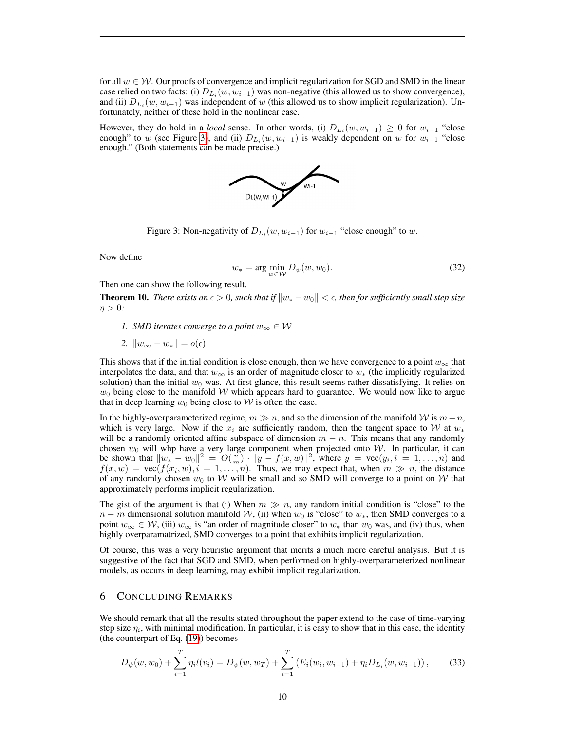for all $w \in \mathcal{W}$. Our proofs of convergence and implicit regularization for SGD and SMD in the linear case relied on two facts: (i) $D_{L_i}(w, w_{i-1})$ was non-negative (this allowed us to show convergence), and (ii) $D_{L_i}(w, w_{i-1})$ was independent of $w$ (this allowed us to show implicit regularization). Unfortunately, neither of these hold in the nonlinear case.

However, they do hold in a *local* sense. In other words, (i) $D_{L_i}(w, w_{i-1}) \geq 0$ for $w_{i-1}$ "close enough" to $w$ (see Figure 3), and (ii) $D_{L_i}(w, w_{i-1})$ is weakly dependent on $w$ for $w_{i-1}$ "close enough." (Both statements can be made precise.)

Figure 3: Non-negativity of $D_{L_i}(w, w_{i-1})$ for $w_{i-1}$ "close enough" to $w$.

Now define

$$w_* = \arg\min_{w \in \mathcal{W}} D_\psi(w, w_0). \tag{32}$$

Then one can show the following result.

**Theorem 10.** *There exists an $\epsilon > 0$, such that if $\|w_* - w_0\| < \epsilon$, then for sufficiently small step size $\eta > 0$:*

1. *SMD iterates converge to a point $w_\infty \in \mathcal{W}$*
2. $\|w_\infty - w_*\| = o(\epsilon)$

This shows that if the initial condition is close enough, then we have convergence to a point $w_\infty$ that interpolates the data, and that $w_\infty$ is an order of magnitude closer to $w_*$ (the implicitly regularized solution) than the initial $w_0$ was. At first glance, this result seems rather dissatisfying. It relies on $w_0$ being close to the manifold $\mathcal{W}$ which appears hard to guarantee. We would now like to argue that in deep learning $w_0$ being close to $\mathcal{W}$ is often the case.

In the highly-overparameterized regime, $m \gg n$, and so the dimension of the manifold $\mathcal{W}$ is $m - n$, which is very large. Now if the $x_i$ are sufficiently random, then the tangent space to $\mathcal{W}$ at $w_*$ will be a randomly oriented affine subspace of dimension $m - n$. This means that any randomly chosen $w_0$ will whp have a very large component when projected onto $\mathcal{W}$. In particular, it can be shown that $\|w_* - w_0\|^2 = O(\frac{n}{m}) \cdot \|y - f(x, w)\|^2$, where $y = \text{vec}(y_i, i = 1, \ldots, n)$ and $f(x, w) = \text{vec}(f(x_i, w), i = 1, \ldots, n)$. Thus, we may expect that, when $m \gg n$, the distance of any randomly chosen $w_0$ to $\mathcal{W}$ will be small and so SMD will converge to a point on $\mathcal{W}$ that approximately performs implicit regularization.

The gist of the argument is that (i) When $m \gg n$, any random initial condition is "close" to the $n - m$ dimensional solution manifold $\mathcal{W}$, (ii) when $w_0$ is "close" to $w_*$, then SMD converges to a point $w_\infty \in \mathcal{W}$, (iii) $w_\infty$ is "an order of magnitude closer" to $w_*$ than $w_0$ was, and (iv) thus, when highly overparamatrized, SMD converges to a point that exhibits implicit regularization.

Of course, this was a very heuristic argument that merits a much more careful analysis. But it is suggestive of the fact that SGD and SMD, when performed on highly-overparameterized nonlinear models, as occurs in deep learning, may exhibit implicit regularization.

## 6 Concluding Remarks

We should remark that all the results stated throughout the paper extend to the case of time-varying step size $\eta_i$, with minimal modification. In particular, it is easy to show that in this case, the identity (the counterpart of Eq. (19)) becomes

$$D_\psi(w, w_0) + \sum_{i=1}^{T} \eta_i l(v_i) = D_\psi(w, w_T) + \sum_{i=1}^{T} \left( E_i(w_i, w_{i-1}) + \eta_i D_{L_i}(w, w_{i-1}) \right), \tag{33}$$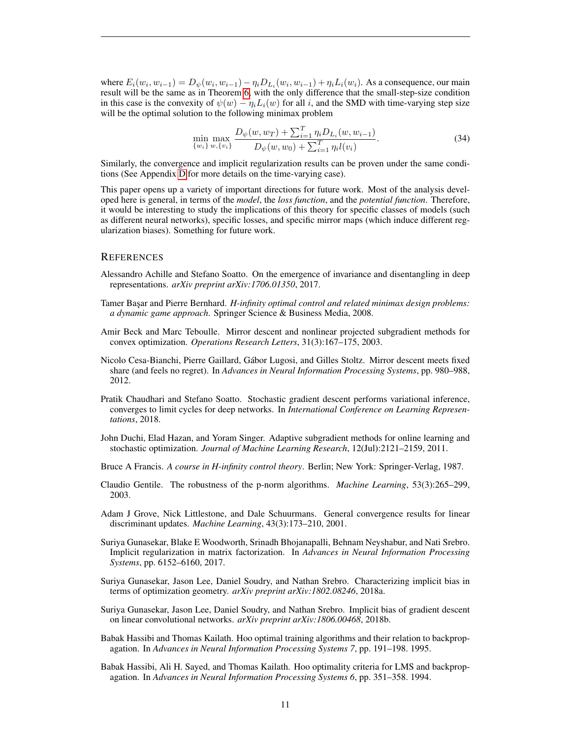where $E_i(w_i, w_{i-1}) = D_\psi(w_i, w_{i-1}) - \eta_i D_{L_i}(w_i, w_{i-1}) + \eta_i L_i(w_i)$. As a consequence, our main result will be the same as in Theorem 6, with the only difference that the small-step-size condition in this case is the convexity of $\psi(w) - \eta_i L_i(w)$ for all $i$, and the SMD with time-varying step size will be the optimal solution to the following minimax problem

$$\min_{\{w_i\}} \max_{w, \{v_i\}} \frac{D_\psi(w, w_T) + \sum_{i=1}^T \eta_i D_{L_i}(w, w_{i-1})}{D_\psi(w, w_0) + \sum_{i=1}^T \eta_i l(v_i)}. \tag{34}$$

Similarly, the convergence and implicit regularization results can be proven under the same conditions (See Appendix D for more details on the time-varying case).

This paper opens up a variety of important directions for future work. Most of the analysis developed here is general, in terms of the *model*, the *loss function*, and the *potential function*. Therefore, it would be interesting to study the implications of this theory for specific classes of models (such as different neural networks), specific losses, and specific mirror maps (which induce different regularization biases). Something for future work.

## REFERENCES

Alessandro Achille and Stefano Soatto. On the emergence of invariance and disentangling in deep representations. *arXiv preprint arXiv:1706.01350*, 2017.

Tamer Başar and Pierre Bernhard. *H-infinity optimal control and related minimax design problems: a dynamic game approach*. Springer Science & Business Media, 2008.

Amir Beck and Marc Teboulle. Mirror descent and nonlinear projected subgradient methods for convex optimization. *Operations Research Letters*, 31(3):167–175, 2003.

Nicolo Cesa-Bianchi, Pierre Gaillard, Gábor Lugosi, and Gilles Stoltz. Mirror descent meets fixed share (and feels no regret). In *Advances in Neural Information Processing Systems*, pp. 980–988, 2012.

Pratik Chaudhari and Stefano Soatto. Stochastic gradient descent performs variational inference, converges to limit cycles for deep networks. In *International Conference on Learning Representations*, 2018.

John Duchi, Elad Hazan, and Yoram Singer. Adaptive subgradient methods for online learning and stochastic optimization. *Journal of Machine Learning Research*, 12(Jul):2121–2159, 2011.

Bruce A Francis. *A course in H-infinity control theory*. Berlin; New York: Springer-Verlag, 1987.

Claudio Gentile. The robustness of the p-norm algorithms. *Machine Learning*, 53(3):265–299, 2003.

Adam J Grove, Nick Littlestone, and Dale Schuurmans. General convergence results for linear discriminant updates. *Machine Learning*, 43(3):173–210, 2001.

Suriya Gunasekar, Blake E Woodworth, Srinadh Bhojanapalli, Behnam Neyshabur, and Nati Srebro. Implicit regularization in matrix factorization. In *Advances in Neural Information Processing Systems*, pp. 6152–6160, 2017.

Suriya Gunasekar, Jason Lee, Daniel Soudry, and Nathan Srebro. Characterizing implicit bias in terms of optimization geometry. *arXiv preprint arXiv:1802.08246*, 2018a.

Suriya Gunasekar, Jason Lee, Daniel Soudry, and Nathan Srebro. Implicit bias of gradient descent on linear convolutional networks. *arXiv preprint arXiv:1806.00468*, 2018b.

Babak Hassibi and Thomas Kailath. Hoo optimal training algorithms and their relation to backpropagation. In *Advances in Neural Information Processing Systems 7*, pp. 191–198. 1995.

Babak Hassibi, Ali H. Sayed, and Thomas Kailath. Hoo optimality criteria for LMS and backpropagation. In *Advances in Neural Information Processing Systems 6*, pp. 351–358. 1994.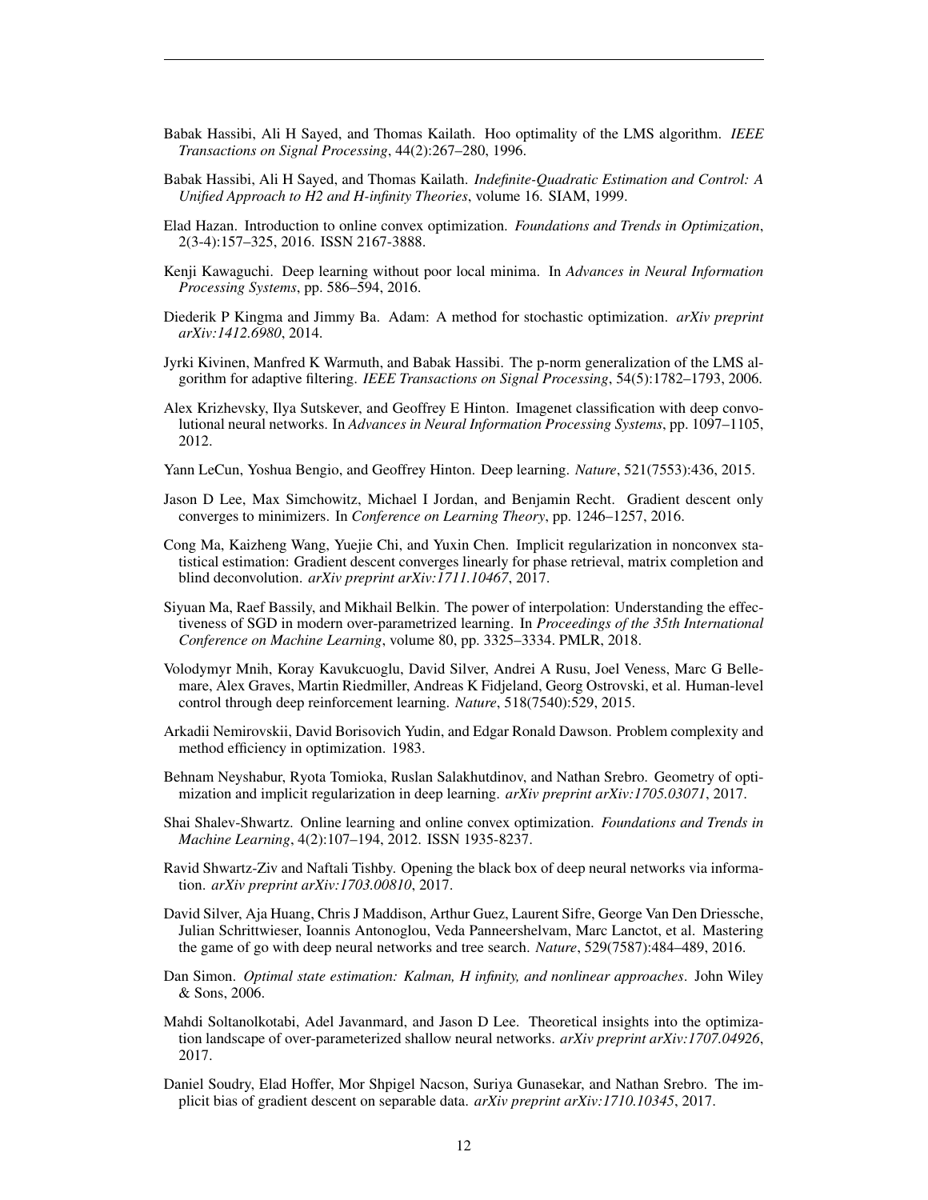Babak Hassibi, Ali H Sayed, and Thomas Kailath. Hoo optimality of the LMS algorithm. *IEEE Transactions on Signal Processing*, 44(2):267–280, 1996.

Babak Hassibi, Ali H Sayed, and Thomas Kailath. *Indefinite-Quadratic Estimation and Control: A Unified Approach to H2 and H-infinity Theories*, volume 16. SIAM, 1999.

Elad Hazan. Introduction to online convex optimization. *Foundations and Trends in Optimization*, 2(3-4):157–325, 2016. ISSN 2167-3888.

Kenji Kawaguchi. Deep learning without poor local minima. In *Advances in Neural Information Processing Systems*, pp. 586–594, 2016.

Diederik P Kingma and Jimmy Ba. Adam: A method for stochastic optimization. *arXiv preprint arXiv:1412.6980*, 2014.

Jyrki Kivinen, Manfred K Warmuth, and Babak Hassibi. The p-norm generalization of the LMS algorithm for adaptive filtering. *IEEE Transactions on Signal Processing*, 54(5):1782–1793, 2006.

Alex Krizhevsky, Ilya Sutskever, and Geoffrey E Hinton. Imagenet classification with deep convolutional neural networks. In *Advances in Neural Information Processing Systems*, pp. 1097–1105, 2012.

Yann LeCun, Yoshua Bengio, and Geoffrey Hinton. Deep learning. *Nature*, 521(7553):436, 2015.

Jason D Lee, Max Simchowitz, Michael I Jordan, and Benjamin Recht. Gradient descent only converges to minimizers. In *Conference on Learning Theory*, pp. 1246–1257, 2016.

Cong Ma, Kaizheng Wang, Yuejie Chi, and Yuxin Chen. Implicit regularization in nonconvex statistical estimation: Gradient descent converges linearly for phase retrieval, matrix completion and blind deconvolution. *arXiv preprint arXiv:1711.10467*, 2017.

Siyuan Ma, Raef Bassily, and Mikhail Belkin. The power of interpolation: Understanding the effectiveness of SGD in modern over-parametrized learning. In *Proceedings of the 35th International Conference on Machine Learning*, volume 80, pp. 3325–3334. PMLR, 2018.

Volodymyr Mnih, Koray Kavukcuoglu, David Silver, Andrei A Rusu, Joel Veness, Marc G Bellemare, Alex Graves, Martin Riedmiller, Andreas K Fidjeland, Georg Ostrovski, et al. Human-level control through deep reinforcement learning. *Nature*, 518(7540):529, 2015.

Arkadii Nemirovskii, David Borisovich Yudin, and Edgar Ronald Dawson. Problem complexity and method efficiency in optimization. 1983.

Behnam Neyshabur, Ryota Tomioka, Ruslan Salakhutdinov, and Nathan Srebro. Geometry of optimization and implicit regularization in deep learning. *arXiv preprint arXiv:1705.03071*, 2017.

Shai Shalev-Shwartz. Online learning and online convex optimization. *Foundations and Trends in Machine Learning*, 4(2):107–194, 2012. ISSN 1935-8237.

Ravid Shwartz-Ziv and Naftali Tishby. Opening the black box of deep neural networks via information. *arXiv preprint arXiv:1703.00810*, 2017.

David Silver, Aja Huang, Chris J Maddison, Arthur Guez, Laurent Sifre, George Van Den Driessche, Julian Schrittwieser, Ioannis Antonoglou, Veda Panneershelvam, Marc Lanctot, et al. Mastering the game of go with deep neural networks and tree search. *Nature*, 529(7587):484–489, 2016.

Dan Simon. *Optimal state estimation: Kalman, H infinity, and nonlinear approaches*. John Wiley & Sons, 2006.

Mahdi Soltanolkotabi, Adel Javanmard, and Jason D Lee. Theoretical insights into the optimization landscape of over-parameterized shallow neural networks. *arXiv preprint arXiv:1707.04926*, 2017.

Daniel Soudry, Elad Hoffer, Mor Shpigel Nacson, Suriya Gunasekar, and Nathan Srebro. The implicit bias of gradient descent on separable data. *arXiv preprint arXiv:1710.10345*, 2017.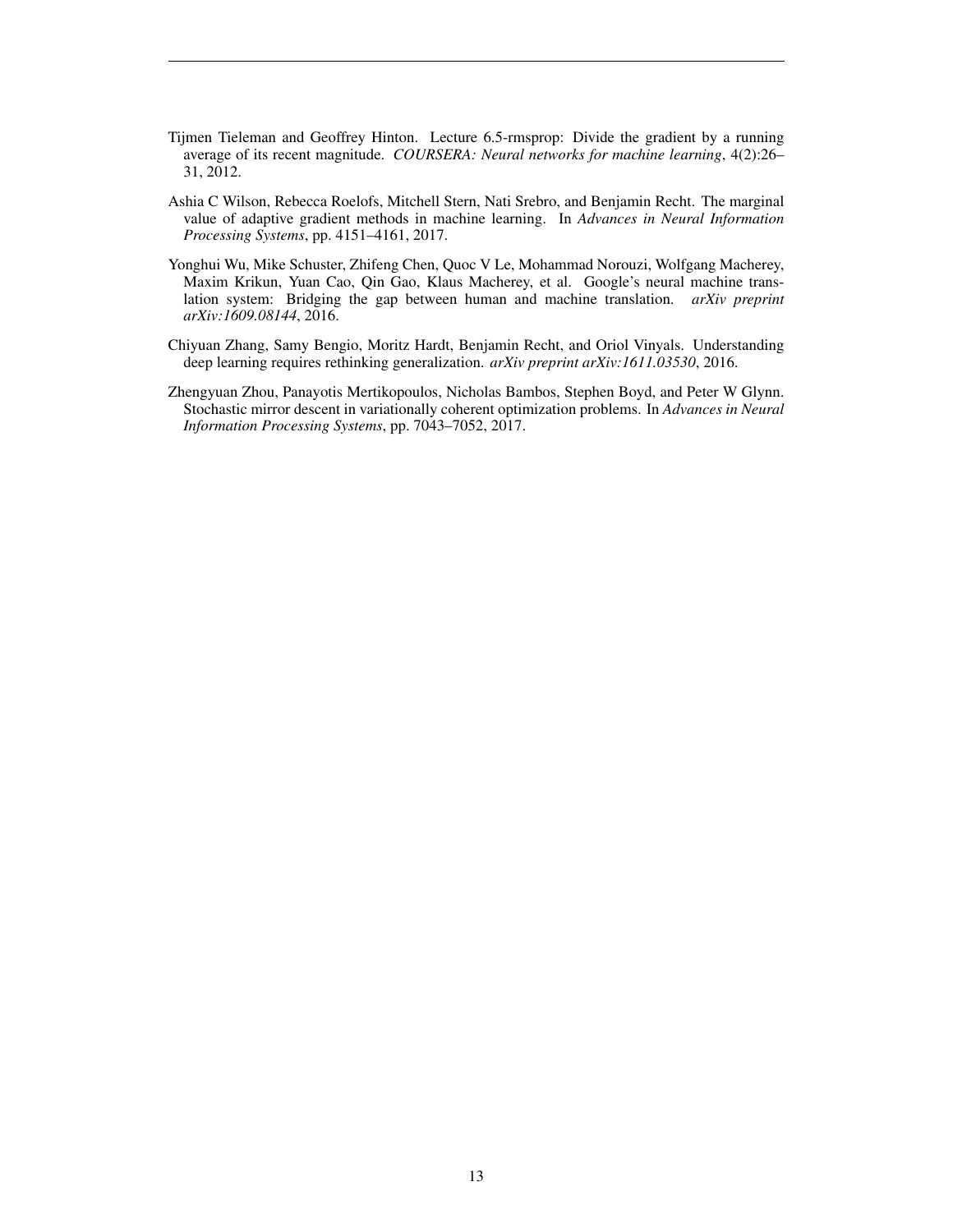Tijmen Tieleman and Geoffrey Hinton. Lecture 6.5-rmsprop: Divide the gradient by a running average of its recent magnitude. *COURSERA: Neural networks for machine learning*, 4(2):26–31, 2012.

Ashia C Wilson, Rebecca Roelofs, Mitchell Stern, Nati Srebro, and Benjamin Recht. The marginal value of adaptive gradient methods in machine learning. In *Advances in Neural Information Processing Systems*, pp. 4151–4161, 2017.

Yonghui Wu, Mike Schuster, Zhifeng Chen, Quoc V Le, Mohammad Norouzi, Wolfgang Macherey, Maxim Krikun, Yuan Cao, Qin Gao, Klaus Macherey, et al. Google's neural machine translation system: Bridging the gap between human and machine translation. *arXiv preprint arXiv:1609.08144*, 2016.

Chiyuan Zhang, Samy Bengio, Moritz Hardt, Benjamin Recht, and Oriol Vinyals. Understanding deep learning requires rethinking generalization. *arXiv preprint arXiv:1611.03530*, 2016.

Zhengyuan Zhou, Panayotis Mertikopoulos, Nicholas Bambos, Stephen Boyd, and Peter W Glynn. Stochastic mirror descent in variationally coherent optimization problems. In *Advances in Neural Information Processing Systems*, pp. 7043–7052, 2017.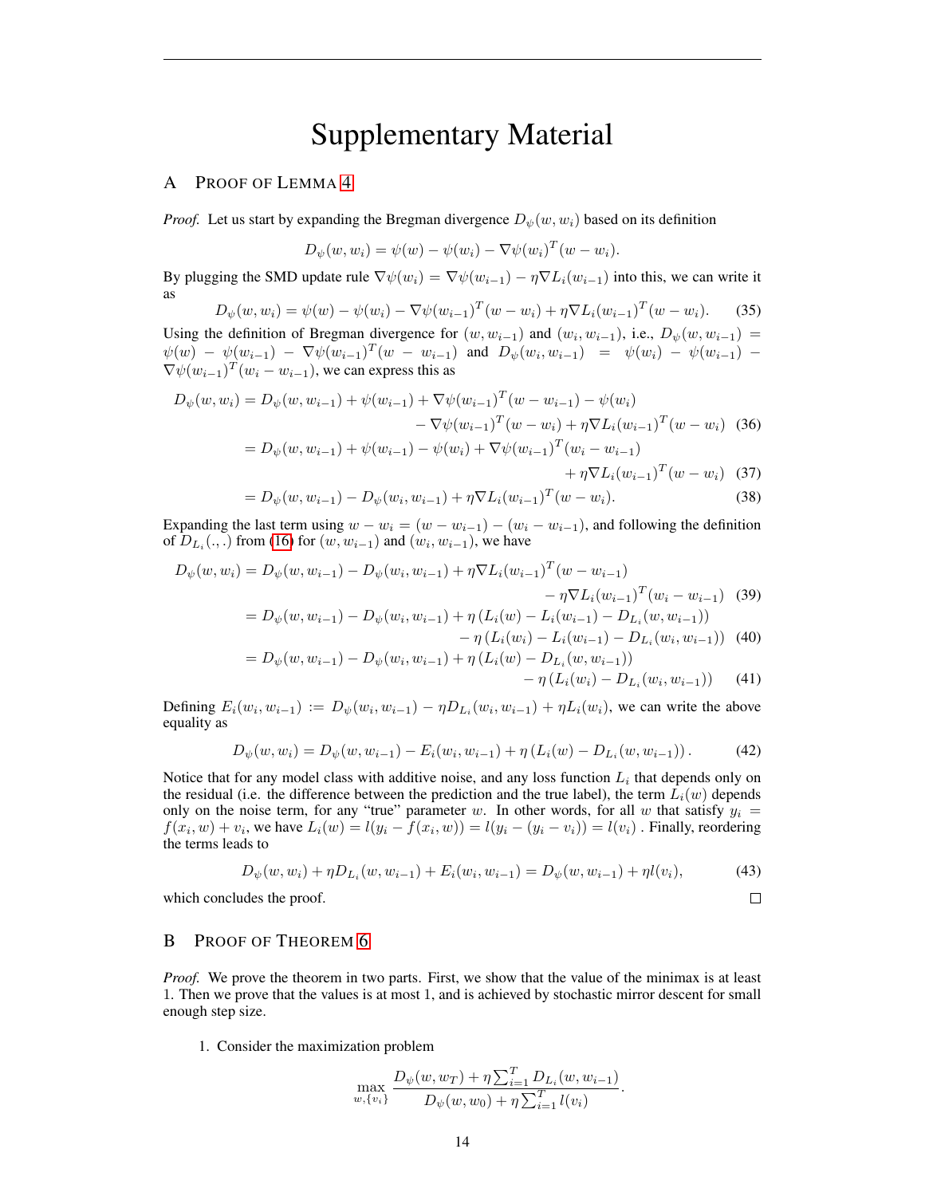# Supplementary Material

## A Proof of Lemma 4

*Proof.* Let us start by expanding the Bregman divergence $D_\psi(w, w_i)$ based on its definition

$$D_\psi(w, w_i) = \psi(w) - \psi(w_i) - \nabla\psi(w_i)^T(w - w_i).$$

By plugging the SMD update rule $\nabla\psi(w_i) = \nabla\psi(w_{i-1}) - \eta\nabla L_i(w_{i-1})$ into this, we can write it as

$$D_\psi(w, w_i) = \psi(w) - \psi(w_i) - \nabla\psi(w_{i-1})^T(w - w_i) + \eta\nabla L_i(w_{i-1})^T(w - w_i). \tag{35}$$

Using the definition of Bregman divergence for $(w, w_{i-1})$ and $(w_i, w_{i-1})$, i.e., $D_\psi(w, w_{i-1}) = \psi(w) - \psi(w_{i-1}) - \nabla\psi(w_{i-1})^T(w - w_{i-1})$ and $D_\psi(w_i, w_{i-1}) = \psi(w_i) - \psi(w_{i-1}) - \nabla\psi(w_{i-1})^T(w_i - w_{i-1})$, we can express this as

$$\begin{aligned}
D_\psi(w, w_i) &= D_\psi(w, w_{i-1}) + \psi(w_{i-1}) + \nabla\psi(w_{i-1})^T(w - w_{i-1}) - \psi(w_i) \\
&\qquad - \nabla\psi(w_{i-1})^T(w - w_i) + \eta\nabla L_i(w_{i-1})^T(w - w_i) \qquad (36)\\
&= D_\psi(w, w_{i-1}) + \psi(w_{i-1}) - \psi(w_i) + \nabla\psi(w_{i-1})^T(w_i - w_{i-1}) \\
&\qquad + \eta\nabla L_i(w_{i-1})^T(w - w_i) \qquad (37)\\
&= D_\psi(w, w_{i-1}) - D_\psi(w_i, w_{i-1}) + \eta\nabla L_i(w_{i-1})^T(w - w_i). \qquad (38)
\end{aligned}$$

Expanding the last term using $w - w_i = (w - w_{i-1}) - (w_i - w_{i-1})$, and following the definition of $D_{L_i}(.,.)$ from (16) for $(w, w_{i-1})$ and $(w_i, w_{i-1})$, we have

$$\begin{aligned}
D_\psi(w, w_i) &= D_\psi(w, w_{i-1}) - D_\psi(w_i, w_{i-1}) + \eta\nabla L_i(w_{i-1})^T(w - w_{i-1}) \\
&\qquad - \eta\nabla L_i(w_{i-1})^T(w_i - w_{i-1}) \qquad (39)\\
&= D_\psi(w, w_{i-1}) - D_\psi(w_i, w_{i-1}) + \eta\left(L_i(w) - L_i(w_{i-1}) - D_{L_i}(w, w_{i-1})\right) \\
&\qquad - \eta\left(L_i(w_i) - L_i(w_{i-1}) - D_{L_i}(w_i, w_{i-1})\right) \qquad (40)\\
&= D_\psi(w, w_{i-1}) - D_\psi(w_i, w_{i-1}) + \eta\left(L_i(w) - D_{L_i}(w, w_{i-1})\right) \\
&\qquad - \eta\left(L_i(w_i) - D_{L_i}(w_i, w_{i-1})\right) \qquad (41)
\end{aligned}$$

Defining $E_i(w_i, w_{i-1}) := D_\psi(w_i, w_{i-1}) - \eta D_{L_i}(w_i, w_{i-1}) + \eta L_i(w_i)$, we can write the above equality as

$$D_\psi(w, w_i) = D_\psi(w, w_{i-1}) - E_i(w_i, w_{i-1}) + \eta\left(L_i(w) - D_{L_i}(w, w_{i-1})\right). \tag{42}$$

Notice that for any model class with additive noise, and any loss function $L_i$ that depends only on the residual (i.e. the difference between the prediction and the true label), the term $L_i(w)$ depends only on the noise term, for any "true" parameter $w$. In other words, for all $w$ that satisfy $y_i = f(x_i, w) + v_i$, we have $L_i(w) = l(y_i - f(x_i, w)) = l(y_i - (y_i - v_i)) = l(v_i)$ . Finally, reordering the terms leads to

$$D_\psi(w, w_i) + \eta D_{L_i}(w, w_{i-1}) + E_i(w_i, w_{i-1}) = D_\psi(w, w_{i-1}) + \eta l(v_i), \tag{43}$$

which concludes the proof. ∎

## B Proof of Theorem 6

*Proof.* We prove the theorem in two parts. First, we show that the value of the minimax is at least 1. Then we prove that the values is at most 1, and is achieved by stochastic mirror descent for small enough step size.

1. Consider the maximization problem

$$\max_{w, \{v_i\}} \frac{D_\psi(w, w_T) + \eta\sum_{i=1}^T D_{L_i}(w, w_{i-1})}{D_\psi(w, w_0) + \eta\sum_{i=1}^T l(v_i)}.$$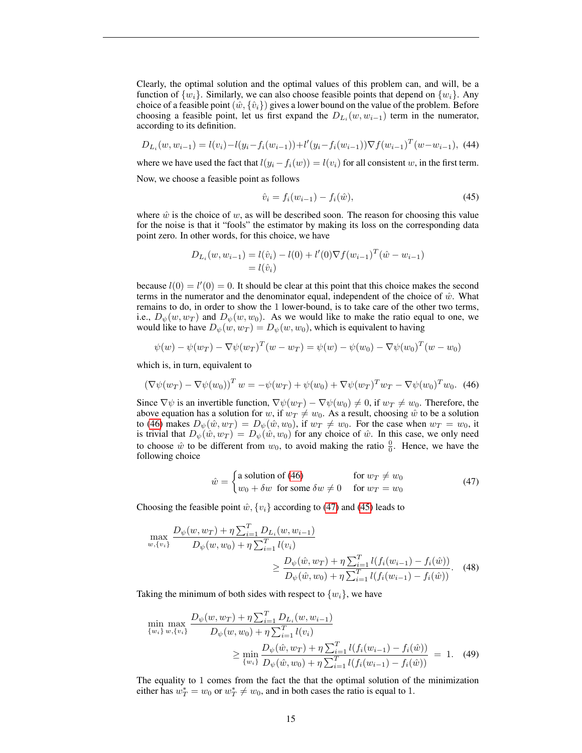Clearly, the optimal solution and the optimal values of this problem can, and will, be a function of $\{w_i\}$. Similarly, we can also choose feasible points that depend on $\{w_i\}$. Any choice of a feasible point $(\hat{w}, \{\hat{v}_i\})$ gives a lower bound on the value of the problem. Before choosing a feasible point, let us first expand the $D_{L_i}(w, w_{i-1})$ term in the numerator, according to its definition.

$$D_{L_i}(w, w_{i-1}) = l(v_i) - l(y_i - f_i(w_{i-1})) + l'(y_i - f_i(w_{i-1})) \nabla f(w_{i-1})^T (w - w_{i-1}), \tag{44}$$

where we have used the fact that $l(y_i - f_i(w)) = l(v_i)$ for all consistent $w$, in the first term.

Now, we choose a feasible point as follows

$$\hat{v}_i = f_i(w_{i-1}) - f_i(\hat{w}), \tag{45}$$

where $\hat{w}$ is the choice of $w$, as will be described soon. The reason for choosing this value for the noise is that it "fools" the estimator by making its loss on the corresponding data point zero. In other words, for this choice, we have

$$\begin{aligned} D_{L_i}(w, w_{i-1}) &= l(\hat{v}_i) - l(0) + l'(0) \nabla f(w_{i-1})^T (\hat{w} - w_{i-1}) \\ &= l(\hat{v}_i) \end{aligned}$$

because $l(0) = l'(0) = 0$. It should be clear at this point that this choice makes the second terms in the numerator and the denominator equal, independent of the choice of $\hat{w}$. What remains to do, in order to show the 1 lower-bound, is to take care of the other two terms, i.e., $D_\psi(w, w_T)$ and $D_\psi(w, w_0)$. As we would like to make the ratio equal to one, we would like to have $D_\psi(w, w_T) = D_\psi(w, w_0)$, which is equivalent to having

$$\psi(w) - \psi(w_T) - \nabla\psi(w_T)^T (w - w_T) = \psi(w) - \psi(w_0) - \nabla\psi(w_0)^T (w - w_0)$$

which is, in turn, equivalent to

$$\left(\nabla\psi(w_T) - \nabla\psi(w_0)\right)^T w = -\psi(w_T) + \psi(w_0) + \nabla\psi(w_T)^T w_T - \nabla\psi(w_0)^T w_0. \tag{46}$$

Since $\nabla\psi$ is an invertible function, $\nabla\psi(w_T) - \nabla\psi(w_0) \neq 0$, if $w_T \neq w_0$. Therefore, the above equation has a solution for $w$, if $w_T \neq w_0$. As a result, choosing $\hat{w}$ to be a solution to (46) makes $D_\psi(\hat{w}, w_T) = D_\psi(\hat{w}, w_0)$, if $w_T \neq w_0$. For the case when $w_T = w_0$, it is trivial that $D_\psi(\hat{w}, w_T) = D_\psi(\hat{w}, w_0)$ for any choice of $\hat{w}$. In this case, we only need to choose $\hat{w}$ to be different from $w_0$, to avoid making the ratio $\frac{0}{0}$. Hence, we have the following choice

$$\hat{w} = \begin{cases} \text{a solution of (46)} & \text{for } w_T \neq w_0 \\ w_0 + \delta w \;\; \text{for some } \delta w \neq 0 & \text{for } w_T = w_0 \end{cases} \tag{47}$$

Choosing the feasible point $\hat{w}, \{v_i\}$ according to (47) and (45) leads to

$$\max_{w, \{v_i\}} \frac{D_\psi(w, w_T) + \eta \sum_{i=1}^T D_{L_i}(w, w_{i-1})}{D_\psi(w, w_0) + \eta \sum_{i=1}^T l(v_i)} \geq \frac{D_\psi(\hat{w}, w_T) + \eta \sum_{i=1}^T l(f_i(w_{i-1}) - f_i(\hat{w}))}{D_\psi(\hat{w}, w_0) + \eta \sum_{i=1}^T l(f_i(w_{i-1}) - f_i(\hat{w}))}. \tag{48}$$

Taking the minimum of both sides with respect to $\{w_i\}$, we have

$$\min_{\{w_i\}} \max_{w, \{v_i\}} \frac{D_\psi(w, w_T) + \eta \sum_{i=1}^T D_{L_i}(w, w_{i-1})}{D_\psi(w, w_0) + \eta \sum_{i=1}^T l(v_i)} \geq \min_{\{w_i\}} \frac{D_\psi(\hat{w}, w_T) + \eta \sum_{i=1}^T l(f_i(w_{i-1}) - f_i(\hat{w}))}{D_\psi(\hat{w}, w_0) + \eta \sum_{i=1}^T l(f_i(w_{i-1}) - f_i(\hat{w}))} = 1. \tag{49}$$

The equality to 1 comes from the fact the that the optimal solution of the minimization either has $w_T^* = w_0$ or $w_T^* \neq w_0$, and in both cases the ratio is equal to 1.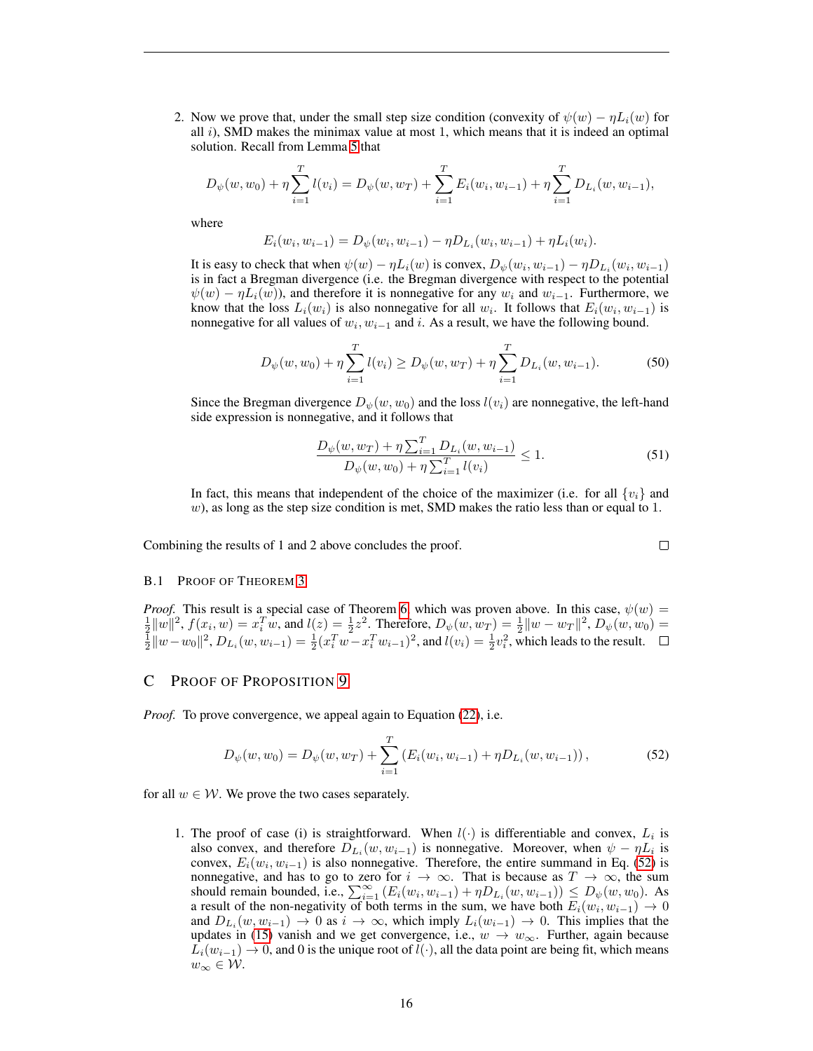2. Now we prove that, under the small step size condition (convexity of $\psi(w) - \eta L_i(w)$ for all $i$), SMD makes the minimax value at most 1, which means that it is indeed an optimal solution. Recall from Lemma 5 that

$$D_\psi(w, w_0) + \eta \sum_{i=1}^{T} l(v_i) = D_\psi(w, w_T) + \sum_{i=1}^{T} E_i(w_i, w_{i-1}) + \eta \sum_{i=1}^{T} D_{L_i}(w, w_{i-1}),$$

where

$$E_i(w_i, w_{i-1}) = D_\psi(w_i, w_{i-1}) - \eta D_{L_i}(w_i, w_{i-1}) + \eta L_i(w_i).$$

It is easy to check that when $\psi(w) - \eta L_i(w)$ is convex, $D_\psi(w_i, w_{i-1}) - \eta D_{L_i}(w_i, w_{i-1})$ is in fact a Bregman divergence (i.e. the Bregman divergence with respect to the potential $\psi(w) - \eta L_i(w)$), and therefore it is nonnegative for any $w_i$ and $w_{i-1}$. Furthermore, we know that the loss $L_i(w_i)$ is also nonnegative for all $w_i$. It follows that $E_i(w_i, w_{i-1})$ is nonnegative for all values of $w_i, w_{i-1}$ and $i$. As a result, we have the following bound.

$$D_\psi(w, w_0) + \eta \sum_{i=1}^{T} l(v_i) \geq D_\psi(w, w_T) + \eta \sum_{i=1}^{T} D_{L_i}(w, w_{i-1}). \tag{50}$$

Since the Bregman divergence $D_\psi(w, w_0)$ and the loss $l(v_i)$ are nonnegative, the left-hand side expression is nonnegative, and it follows that

$$\frac{D_\psi(w, w_T) + \eta \sum_{i=1}^{T} D_{L_i}(w, w_{i-1})}{D_\psi(w, w_0) + \eta \sum_{i=1}^{T} l(v_i)} \leq 1. \tag{51}$$

In fact, this means that independent of the choice of the maximizer (i.e. for all $\{v_i\}$ and $w$), as long as the step size condition is met, SMD makes the ratio less than or equal to 1.

Combining the results of 1 and 2 above concludes the proof. □

### B.1 Proof of Theorem 3

*Proof.* This result is a special case of Theorem 6, which was proven above. In this case, $\psi(w) = \frac{1}{2}\|w\|^2$, $f(x_i, w) = x_i^T w$, and $l(z) = \frac{1}{2}z^2$. Therefore, $D_\psi(w, w_T) = \frac{1}{2}\|w - w_T\|^2$, $D_\psi(w, w_0) = \frac{1}{2}\|w - w_0\|^2$, $D_{L_i}(w, w_{i-1}) = \frac{1}{2}(x_i^T w - x_i^T w_{i-1})^2$, and $l(v_i) = \frac{1}{2}v_i^2$, which leads to the result. □

## C Proof of Proposition 9

*Proof.* To prove convergence, we appeal again to Equation (22), i.e.

$$D_\psi(w, w_0) = D_\psi(w, w_T) + \sum_{i=1}^{T} \left( E_i(w_i, w_{i-1}) + \eta D_{L_i}(w, w_{i-1}) \right), \tag{52}$$

for all $w \in \mathcal{W}$. We prove the two cases separately.

1. The proof of case (i) is straightforward. When $l(\cdot)$ is differentiable and convex, $L_i$ is also convex, and therefore $D_{L_i}(w, w_{i-1})$ is nonnegative. Moreover, when $\psi - \eta L_i$ is convex, $E_i(w_i, w_{i-1})$ is also nonnegative. Therefore, the entire summand in Eq. (52) is nonnegative, and has to go to zero for $i \to \infty$. That is because as $T \to \infty$, the sum should remain bounded, i.e., $\sum_{i=1}^{\infty} \left( E_i(w_i, w_{i-1}) + \eta D_{L_i}(w, w_{i-1}) \right) \leq D_\psi(w, w_0)$. As a result of the non-negativity of both terms in the sum, we have both $E_i(w_i, w_{i-1}) \to 0$ and $D_{L_i}(w, w_{i-1}) \to 0$ as $i \to \infty$, which imply $L_i(w_{i-1}) \to 0$. This implies that the updates in (15) vanish and we get convergence, i.e., $w \to w_\infty$. Further, again because $L_i(w_{i-1}) \to 0$, and 0 is the unique root of $l(\cdot)$, all the data point are being fit, which means $w_\infty \in \mathcal{W}$.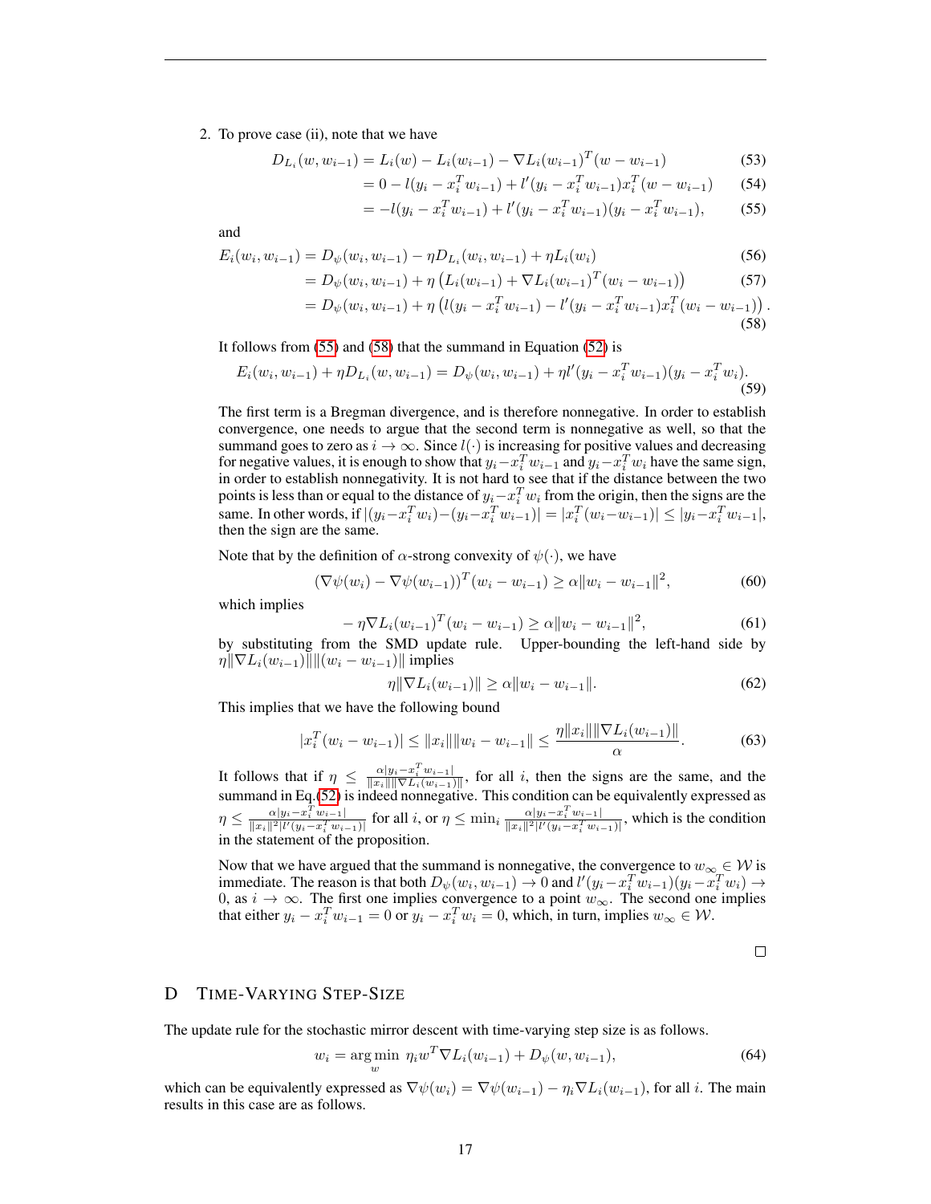2. To prove case (ii), note that we have

$$
\begin{aligned}
D_{L_i}(w, w_{i-1}) &= L_i(w) - L_i(w_{i-1}) - \nabla L_i(w_{i-1})^T(w - w_{i-1}) && (53)\\
&= 0 - l(y_i - x_i^T w_{i-1}) + l'(y_i - x_i^T w_{i-1}) x_i^T(w - w_{i-1}) && (54)\\
&= -l(y_i - x_i^T w_{i-1}) + l'(y_i - x_i^T w_{i-1})(y_i - x_i^T w_{i-1}), && (55)
\end{aligned}
$$

and

$$
\begin{aligned}
E_i(w_i, w_{i-1}) &= D_\psi(w_i, w_{i-1}) - \eta D_{L_i}(w_i, w_{i-1}) + \eta L_i(w_i) && (56)\\
&= D_\psi(w_i, w_{i-1}) + \eta \left( L_i(w_{i-1}) + \nabla L_i(w_{i-1})^T(w_i - w_{i-1}) \right) && (57)\\
&= D_\psi(w_i, w_{i-1}) + \eta \left( l(y_i - x_i^T w_{i-1}) - l'(y_i - x_i^T w_{i-1}) x_i^T(w_i - w_{i-1}) \right). && (58)
\end{aligned}
$$

It follows from (55) and (58) that the summand in Equation (52) is

$$
E_i(w_i, w_{i-1}) + \eta D_{L_i}(w, w_{i-1}) = D_\psi(w_i, w_{i-1}) + \eta l'(y_i - x_i^T w_{i-1})(y_i - x_i^T w_i). \tag{59}
$$

The first term is a Bregman divergence, and is therefore nonnegative. In order to establish convergence, one needs to argue that the second term is nonnegative as well, so that the summand goes to zero as $i \to \infty$. Since $l(\cdot)$ is increasing for positive values and decreasing for negative values, it is enough to show that $y_i - x_i^T w_{i-1}$ and $y_i - x_i^T w_i$ have the same sign, in order to establish nonnegativity. It is not hard to see that if the distance between the two points is less than or equal to the distance of $y_i - x_i^T w_i$ from the origin, then the signs are the same. In other words, if $|(y_i - x_i^T w_i) - (y_i - x_i^T w_{i-1})| = |x_i^T(w_i - w_{i-1})| \le |y_i - x_i^T w_{i-1}|$, then the sign are the same.

Note that by the definition of $\alpha$-strong convexity of $\psi(\cdot)$, we have

$$
(\nabla\psi(w_i) - \nabla\psi(w_{i-1}))^T(w_i - w_{i-1}) \ge \alpha \|w_i - w_{i-1}\|^2, \tag{60}
$$

which implies

$$
-\eta \nabla L_i(w_{i-1})^T(w_i - w_{i-1}) \ge \alpha \|w_i - w_{i-1}\|^2, \tag{61}
$$

by substituting from the SMD update rule. Upper-bounding the left-hand side by $\eta\|\nabla L_i(w_{i-1})\|\|(w_i - w_{i-1})\|$ implies

$$
\eta \|\nabla L_i(w_{i-1})\| \ge \alpha \|w_i - w_{i-1}\|. \tag{62}
$$

This implies that we have the following bound

$$
|x_i^T(w_i - w_{i-1})| \le \|x_i\|\|w_i - w_{i-1}\| \le \frac{\eta\|x_i\|\|\nabla L_i(w_{i-1})\|}{\alpha}. \tag{63}
$$

It follows that if $\eta \le \frac{\alpha|y_i - x_i^T w_{i-1}|}{\|x_i\|\|\nabla L_i(w_{i-1})\|}$, for all $i$, then the signs are the same, and the summand in Eq.(52) is indeed nonnegative. This condition can be equivalently expressed as $\eta \le \frac{\alpha|y_i - x_i^T w_{i-1}|}{\|x_i\|^2|l'(y_i - x_i^T w_{i-1})|}$ for all $i$, or $\eta \le \min_i \frac{\alpha|y_i - x_i^T w_{i-1}|}{\|x_i\|^2|l'(y_i - x_i^T w_{i-1})|}$, which is the condition in the statement of the proposition.

Now that we have argued that the summand is nonnegative, the convergence to $w_\infty \in \mathcal{W}$ is immediate. The reason is that both $D_\psi(w_i, w_{i-1}) \to 0$ and $l'(y_i - x_i^T w_{i-1})(y_i - x_i^T w_i) \to 0$, as $i \to \infty$. The first one implies convergence to a point $w_\infty$. The second one implies that either $y_i - x_i^T w_{i-1} = 0$ or $y_i - x_i^T w_i = 0$, which, in turn, implies $w_\infty \in \mathcal{W}$.

□

# D Time-Varying Step-Size

The update rule for the stochastic mirror descent with time-varying step size is as follows.

$$
w_i = \arg\min_w \; \eta_i w^T \nabla L_i(w_{i-1}) + D_\psi(w, w_{i-1}), \tag{64}
$$

which can be equivalently expressed as $\nabla\psi(w_i) = \nabla\psi(w_{i-1}) - \eta_i \nabla L_i(w_{i-1})$, for all $i$. The main results in this case are as follows.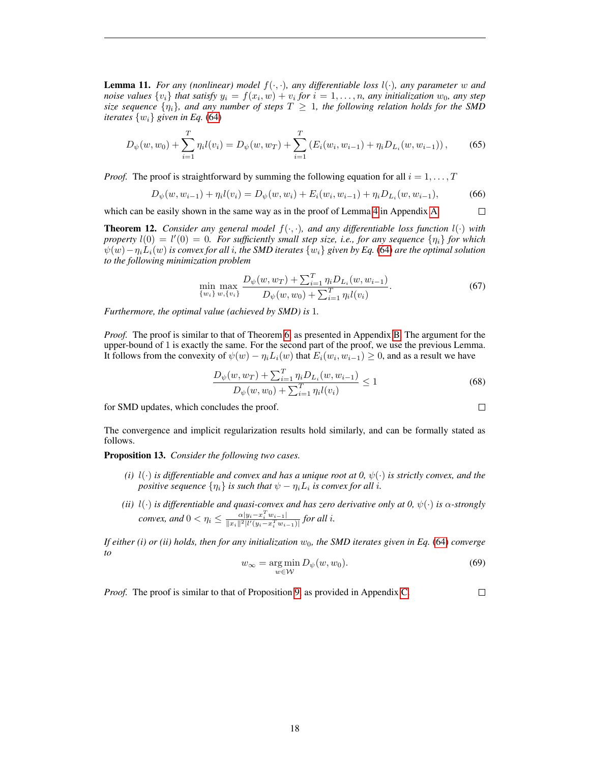**Lemma 11.** *For any (nonlinear) model $f(\cdot,\cdot)$, any differentiable loss $l(\cdot)$, any parameter $w$ and noise values $\{v_i\}$ that satisfy $y_i = f(x_i, w) + v_i$ for $i = 1, \ldots, n$, any initialization $w_0$, any step size sequence $\{\eta_i\}$, and any number of steps $T \geq 1$, the following relation holds for the SMD iterates $\{w_i\}$ given in Eq. (64)*

$$D_\psi(w, w_0) + \sum_{i=1}^{T} \eta_i l(v_i) = D_\psi(w, w_T) + \sum_{i=1}^{T} \left( E_i(w_i, w_{i-1}) + \eta_i D_{L_i}(w, w_{i-1}) \right), \tag{65}$$

*Proof.* The proof is straightforward by summing the following equation for all $i = 1, \ldots, T$

$$D_\psi(w, w_{i-1}) + \eta_i l(v_i) = D_\psi(w, w_i) + E_i(w_i, w_{i-1}) + \eta_i D_{L_i}(w, w_{i-1}), \tag{66}$$

which can be easily shown in the same way as in the proof of Lemma 4 in Appendix A. ◻

**Theorem 12.** *Consider any general model $f(\cdot,\cdot)$, and any differentiable loss function $l(\cdot)$ with property $l(0) = l'(0) = 0$. For sufficiently small step size, i.e., for any sequence $\{\eta_i\}$ for which $\psi(w) - \eta_i L_i(w)$ is convex for all $i$, the SMD iterates $\{w_i\}$ given by Eq. (64) are the optimal solution to the following minimization problem*

$$\min_{\{w_i\}} \max_{w, \{v_i\}} \frac{D_\psi(w, w_T) + \sum_{i=1}^{T} \eta_i D_{L_i}(w, w_{i-1})}{D_\psi(w, w_0) + \sum_{i=1}^{T} \eta_i l(v_i)}. \tag{67}$$

*Furthermore, the optimal value (achieved by SMD) is 1.*

*Proof.* The proof is similar to that of Theorem 6, as presented in Appendix B. The argument for the upper-bound of 1 is exactly the same. For the second part of the proof, we use the previous Lemma. It follows from the convexity of $\psi(w) - \eta_i L_i(w)$ that $E_i(w_i, w_{i-1}) \geq 0$, and as a result we have

$$\frac{D_\psi(w, w_T) + \sum_{i=1}^{T} \eta_i D_{L_i}(w, w_{i-1})}{D_\psi(w, w_0) + \sum_{i=1}^{T} \eta_i l(v_i)} \leq 1 \tag{68}$$

for SMD updates, which concludes the proof. ◻

The convergence and implicit regularization results hold similarly, and can be formally stated as follows.

**Proposition 13.** *Consider the following two cases.*

- *(i) $l(\cdot)$ is differentiable and convex and has a unique root at 0, $\psi(\cdot)$ is strictly convex, and the positive sequence $\{\eta_i\}$ is such that $\psi - \eta_i L_i$ is convex for all $i$.*
- *(ii) $l(\cdot)$ is differentiable and quasi-convex and has zero derivative only at 0, $\psi(\cdot)$ is $\alpha$-strongly convex, and $0 < \eta_i \leq \frac{\alpha |y_i - x_i^T w_{i-1}|}{\|x_i\|^2 |l'(y_i - x_i^T w_{i-1})|}$ for all $i$.*

*If either (i) or (ii) holds, then for any initialization $w_0$, the SMD iterates given in Eq. (64) converge to*

$$w_\infty = \arg\min_{w \in \mathcal{W}} D_\psi(w, w_0). \tag{69}$$

*Proof.* The proof is similar to that of Proposition 9, as provided in Appendix C. ◻